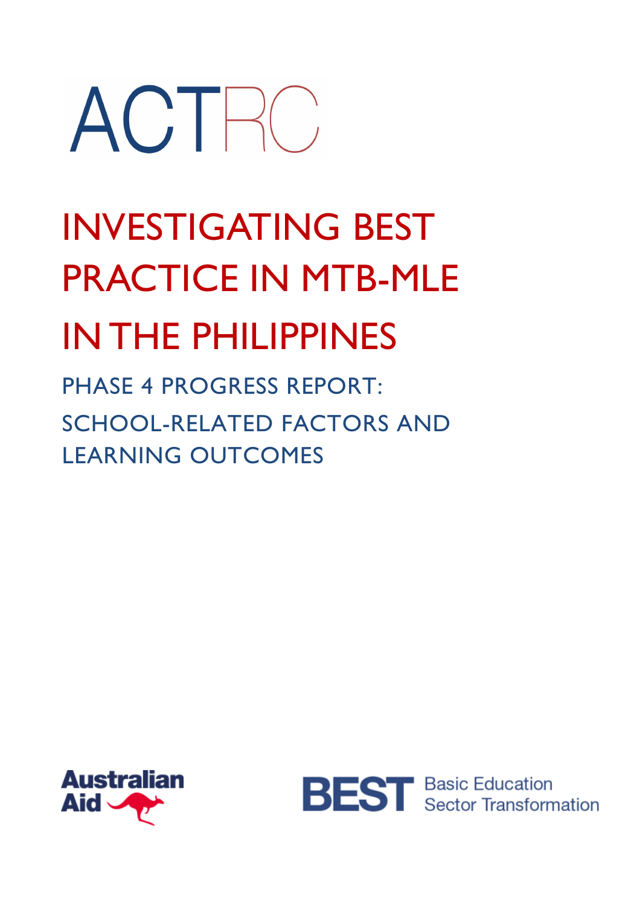ACTRC

# INVESTIGATING BEST PRACTICE IN MTB-MLE IN THE PHILIPPINES

## PHASE 4 PROGRESS REPORT: SCHOOL-RELATED FACTORS AND LEARNING OUTCOMES

Australian Aid

BEST Basic Education Sector Transformation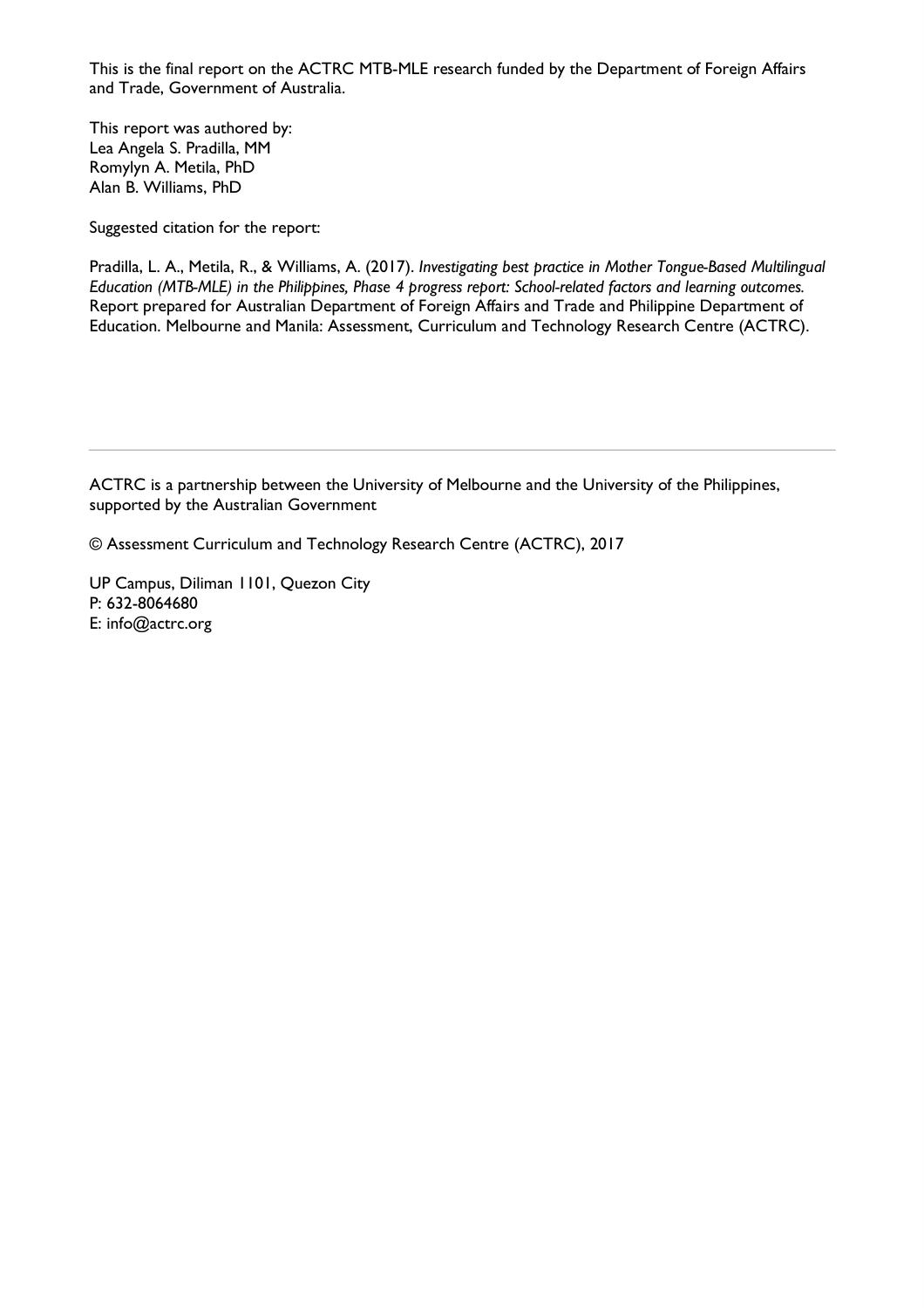This is the final report on the ACTRC MTB-MLE research funded by the Department of Foreign Affairs and Trade, Government of Australia.

This report was authored by:
Lea Angela S. Pradilla, MM
Romylyn A. Metila, PhD
Alan B. Williams, PhD

Suggested citation for the report:

Pradilla, L. A., Metila, R., & Williams, A. (2017). *Investigating best practice in Mother Tongue-Based Multilingual Education (MTB-MLE) in the Philippines, Phase 4 progress report: School-related factors and learning outcomes.* Report prepared for Australian Department of Foreign Affairs and Trade and Philippine Department of Education. Melbourne and Manila: Assessment, Curriculum and Technology Research Centre (ACTRC).

---

ACTRC is a partnership between the University of Melbourne and the University of the Philippines, supported by the Australian Government

© Assessment Curriculum and Technology Research Centre (ACTRC), 2017

UP Campus, Diliman 1101, Quezon City
P: 632-8064680
E: info@actrc.org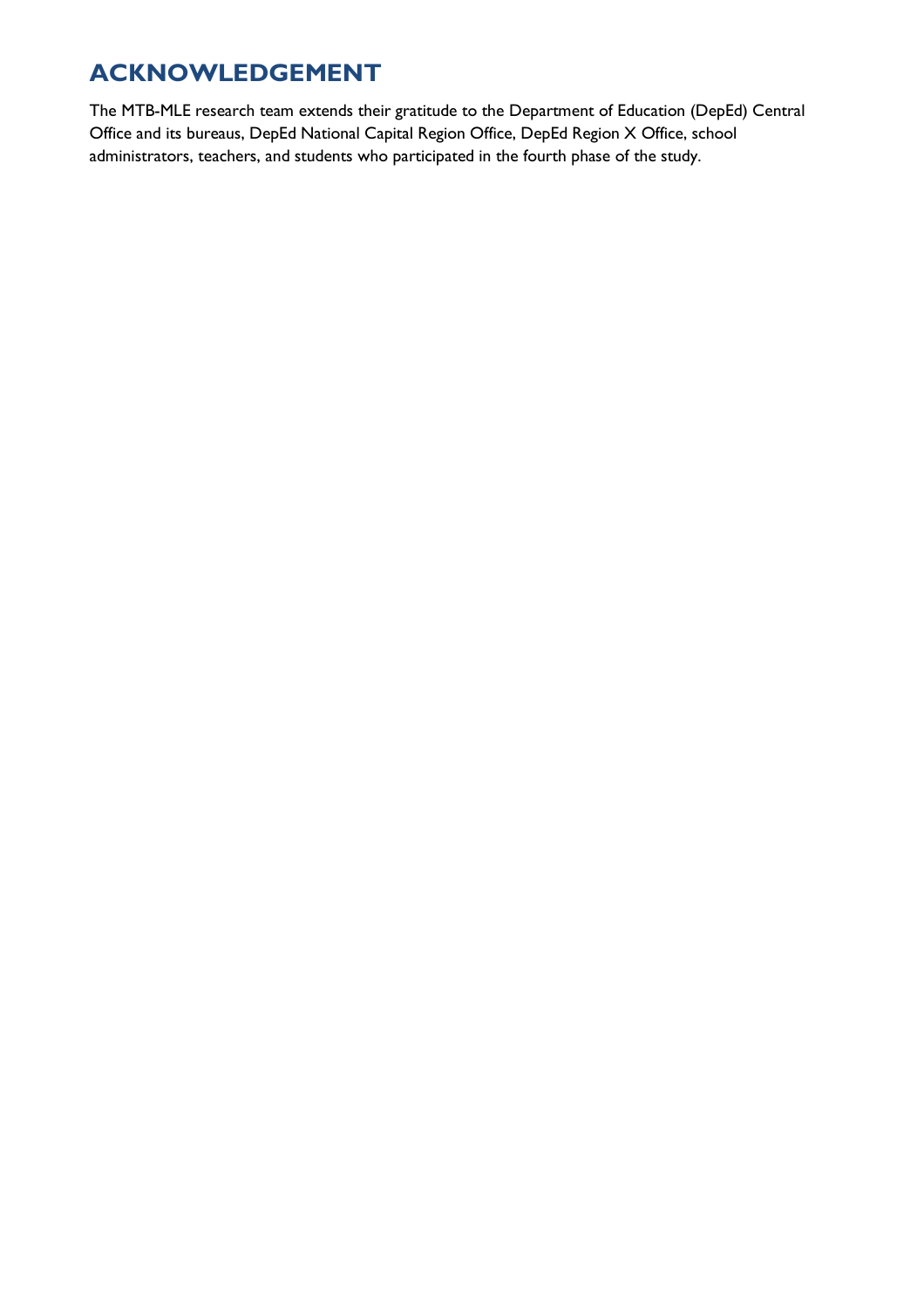# ACKNOWLEDGEMENT

The MTB-MLE research team extends their gratitude to the Department of Education (DepEd) Central Office and its bureaus, DepEd National Capital Region Office, DepEd Region X Office, school administrators, teachers, and students who participated in the fourth phase of the study.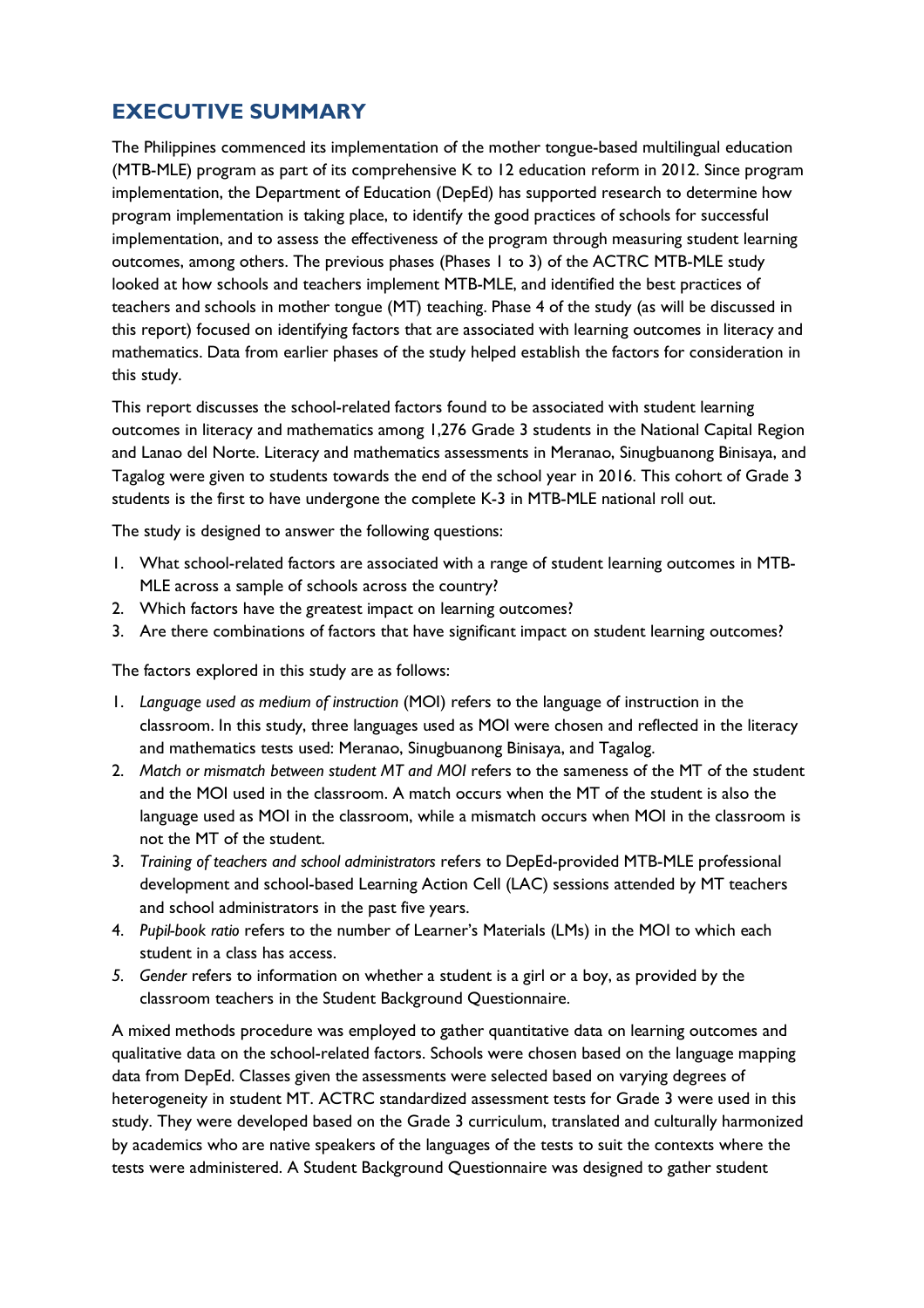## EXECUTIVE SUMMARY

The Philippines commenced its implementation of the mother tongue-based multilingual education (MTB-MLE) program as part of its comprehensive K to 12 education reform in 2012. Since program implementation, the Department of Education (DepEd) has supported research to determine how program implementation is taking place, to identify the good practices of schools for successful implementation, and to assess the effectiveness of the program through measuring student learning outcomes, among others. The previous phases (Phases 1 to 3) of the ACTRC MTB-MLE study looked at how schools and teachers implement MTB-MLE, and identified the best practices of teachers and schools in mother tongue (MT) teaching. Phase 4 of the study (as will be discussed in this report) focused on identifying factors that are associated with learning outcomes in literacy and mathematics. Data from earlier phases of the study helped establish the factors for consideration in this study.

This report discusses the school-related factors found to be associated with student learning outcomes in literacy and mathematics among 1,276 Grade 3 students in the National Capital Region and Lanao del Norte. Literacy and mathematics assessments in Meranao, Sinugbuanong Binisaya, and Tagalog were given to students towards the end of the school year in 2016. This cohort of Grade 3 students is the first to have undergone the complete K-3 in MTB-MLE national roll out.

The study is designed to answer the following questions:

1. What school-related factors are associated with a range of student learning outcomes in MTB-MLE across a sample of schools across the country?
2. Which factors have the greatest impact on learning outcomes?
3. Are there combinations of factors that have significant impact on student learning outcomes?

The factors explored in this study are as follows:

1. *Language used as medium of instruction* (MOI) refers to the language of instruction in the classroom. In this study, three languages used as MOI were chosen and reflected in the literacy and mathematics tests used: Meranao, Sinugbuanong Binisaya, and Tagalog.
2. *Match or mismatch between student MT and MOI* refers to the sameness of the MT of the student and the MOI used in the classroom. A match occurs when the MT of the student is also the language used as MOI in the classroom, while a mismatch occurs when MOI in the classroom is not the MT of the student.
3. *Training of teachers and school administrators* refers to DepEd-provided MTB-MLE professional development and school-based Learning Action Cell (LAC) sessions attended by MT teachers and school administrators in the past five years.
4. *Pupil-book ratio* refers to the number of Learner's Materials (LMs) in the MOI to which each student in a class has access.
5. *Gender* refers to information on whether a student is a girl or a boy, as provided by the classroom teachers in the Student Background Questionnaire.

A mixed methods procedure was employed to gather quantitative data on learning outcomes and qualitative data on the school-related factors. Schools were chosen based on the language mapping data from DepEd. Classes given the assessments were selected based on varying degrees of heterogeneity in student MT. ACTRC standardized assessment tests for Grade 3 were used in this study. They were developed based on the Grade 3 curriculum, translated and culturally harmonized by academics who are native speakers of the languages of the tests to suit the contexts where the tests were administered. A Student Background Questionnaire was designed to gather student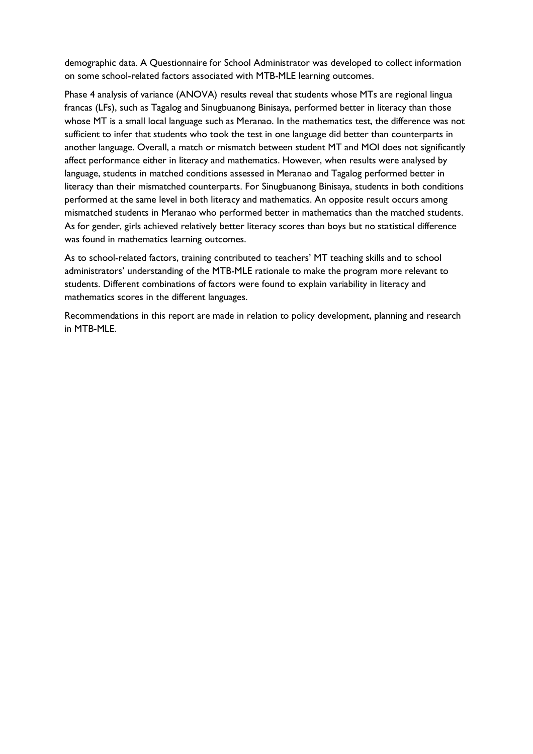demographic data. A Questionnaire for School Administrator was developed to collect information on some school-related factors associated with MTB-MLE learning outcomes.

Phase 4 analysis of variance (ANOVA) results reveal that students whose MTs are regional lingua francas (LFs), such as Tagalog and Sinugbuanong Binisaya, performed better in literacy than those whose MT is a small local language such as Meranao. In the mathematics test, the difference was not sufficient to infer that students who took the test in one language did better than counterparts in another language. Overall, a match or mismatch between student MT and MOI does not significantly affect performance either in literacy and mathematics. However, when results were analysed by language, students in matched conditions assessed in Meranao and Tagalog performed better in literacy than their mismatched counterparts. For Sinugbuanong Binisaya, students in both conditions performed at the same level in both literacy and mathematics. An opposite result occurs among mismatched students in Meranao who performed better in mathematics than the matched students. As for gender, girls achieved relatively better literacy scores than boys but no statistical difference was found in mathematics learning outcomes.

As to school-related factors, training contributed to teachers' MT teaching skills and to school administrators' understanding of the MTB-MLE rationale to make the program more relevant to students. Different combinations of factors were found to explain variability in literacy and mathematics scores in the different languages.

Recommendations in this report are made in relation to policy development, planning and research in MTB-MLE.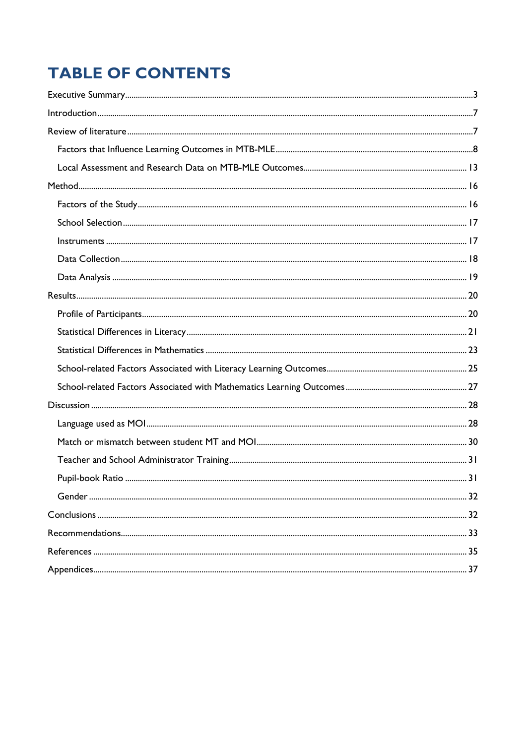# TABLE OF CONTENTS

Executive Summary....3

Introduction....7

Review of literature....7

- Factors that Influence Learning Outcomes in MTB-MLE....8
- Local Assessment and Research Data on MTB-MLE Outcomes....13

Method....16

- Factors of the Study....16
- School Selection....17
- Instruments....17
- Data Collection....18
- Data Analysis....19

Results....20

- Profile of Participants....20
- Statistical Differences in Literacy....21
- Statistical Differences in Mathematics....23
- School-related Factors Associated with Literacy Learning Outcomes....25
- School-related Factors Associated with Mathematics Learning Outcomes....27

Discussion....28

- Language used as MOI....28
- Match or mismatch between student MT and MOI....30
- Teacher and School Administrator Training....31
- Pupil-book Ratio....31
- Gender....32

Conclusions....32

Recommendations....33

References....35

Appendices....37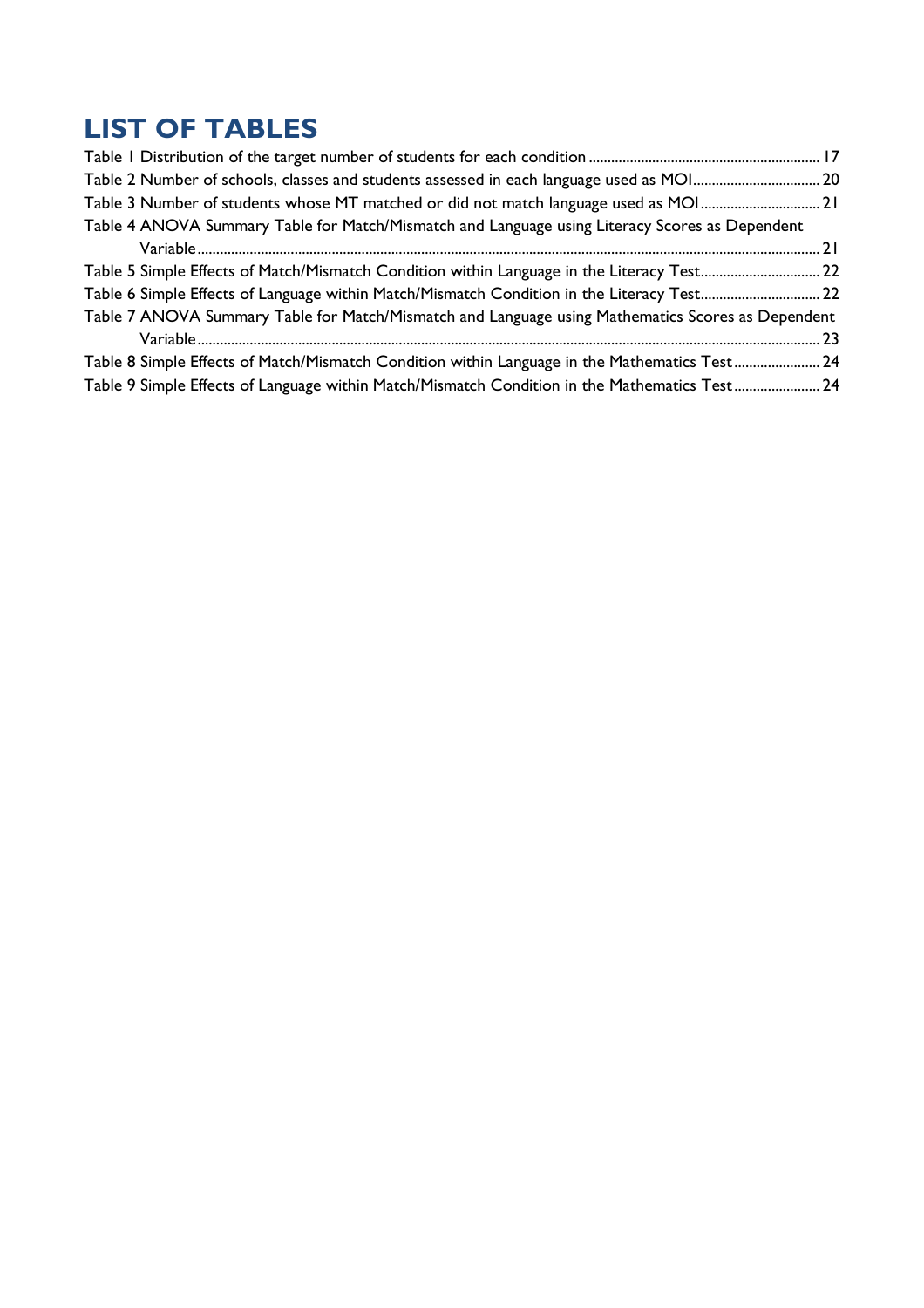# LIST OF TABLES

Table 1 Distribution of the target number of students for each condition ............................................................. 17

Table 2 Number of schools, classes and students assessed in each language used as MOI................................. 20

Table 3 Number of students whose MT matched or did not match language used as MOI................................ 21

Table 4 ANOVA Summary Table for Match/Mismatch and Language using Literacy Scores as Dependent Variable...................................................................................................................................................... 21

Table 5 Simple Effects of Match/Mismatch Condition within Language in the Literacy Test................................ 22

Table 6 Simple Effects of Language within Match/Mismatch Condition in the Literacy Test................................ 22

Table 7 ANOVA Summary Table for Match/Mismatch and Language using Mathematics Scores as Dependent Variable...................................................................................................................................................... 23

Table 8 Simple Effects of Match/Mismatch Condition within Language in the Mathematics Test....................... 24

Table 9 Simple Effects of Language within Match/Mismatch Condition in the Mathematics Test....................... 24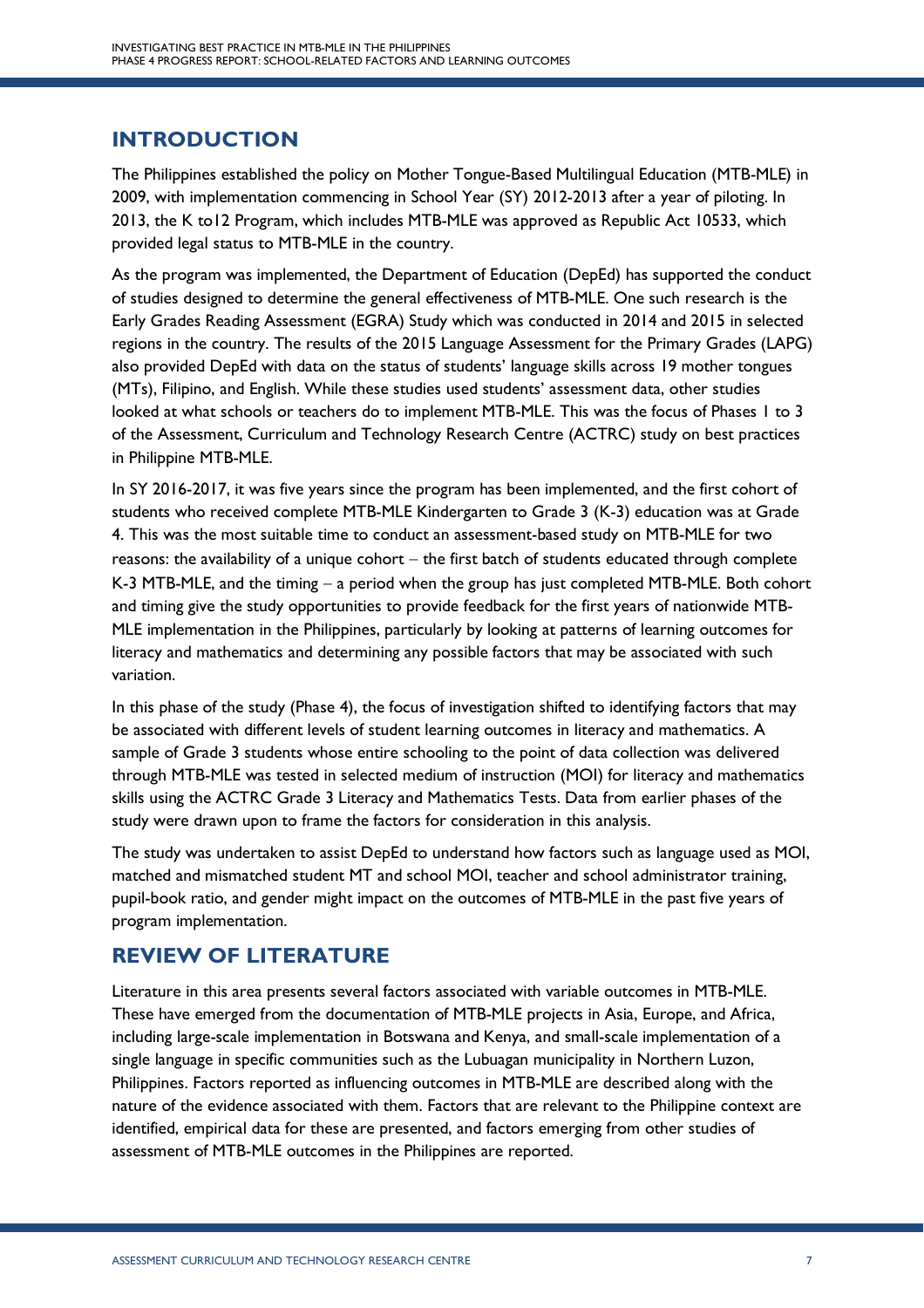## INTRODUCTION

The Philippines established the policy on Mother Tongue-Based Multilingual Education (MTB-MLE) in 2009, with implementation commencing in School Year (SY) 2012-2013 after a year of piloting. In 2013, the K to12 Program, which includes MTB-MLE was approved as Republic Act 10533, which provided legal status to MTB-MLE in the country.

As the program was implemented, the Department of Education (DepEd) has supported the conduct of studies designed to determine the general effectiveness of MTB-MLE. One such research is the Early Grades Reading Assessment (EGRA) Study which was conducted in 2014 and 2015 in selected regions in the country. The results of the 2015 Language Assessment for the Primary Grades (LAPG) also provided DepEd with data on the status of students' language skills across 19 mother tongues (MTs), Filipino, and English. While these studies used students' assessment data, other studies looked at what schools or teachers do to implement MTB-MLE. This was the focus of Phases 1 to 3 of the Assessment, Curriculum and Technology Research Centre (ACTRC) study on best practices in Philippine MTB-MLE.

In SY 2016-2017, it was five years since the program has been implemented, and the first cohort of students who received complete MTB-MLE Kindergarten to Grade 3 (K-3) education was at Grade 4. This was the most suitable time to conduct an assessment-based study on MTB-MLE for two reasons: the availability of a unique cohort – the first batch of students educated through complete K-3 MTB-MLE, and the timing – a period when the group has just completed MTB-MLE. Both cohort and timing give the study opportunities to provide feedback for the first years of nationwide MTB-MLE implementation in the Philippines, particularly by looking at patterns of learning outcomes for literacy and mathematics and determining any possible factors that may be associated with such variation.

In this phase of the study (Phase 4), the focus of investigation shifted to identifying factors that may be associated with different levels of student learning outcomes in literacy and mathematics. A sample of Grade 3 students whose entire schooling to the point of data collection was delivered through MTB-MLE was tested in selected medium of instruction (MOI) for literacy and mathematics skills using the ACTRC Grade 3 Literacy and Mathematics Tests. Data from earlier phases of the study were drawn upon to frame the factors for consideration in this analysis.

The study was undertaken to assist DepEd to understand how factors such as language used as MOI, matched and mismatched student MT and school MOI, teacher and school administrator training, pupil-book ratio, and gender might impact on the outcomes of MTB-MLE in the past five years of program implementation.

## REVIEW OF LITERATURE

Literature in this area presents several factors associated with variable outcomes in MTB-MLE. These have emerged from the documentation of MTB-MLE projects in Asia, Europe, and Africa, including large-scale implementation in Botswana and Kenya, and small-scale implementation of a single language in specific communities such as the Lubuagan municipality in Northern Luzon, Philippines. Factors reported as influencing outcomes in MTB-MLE are described along with the nature of the evidence associated with them. Factors that are relevant to the Philippine context are identified, empirical data for these are presented, and factors emerging from other studies of assessment of MTB-MLE outcomes in the Philippines are reported.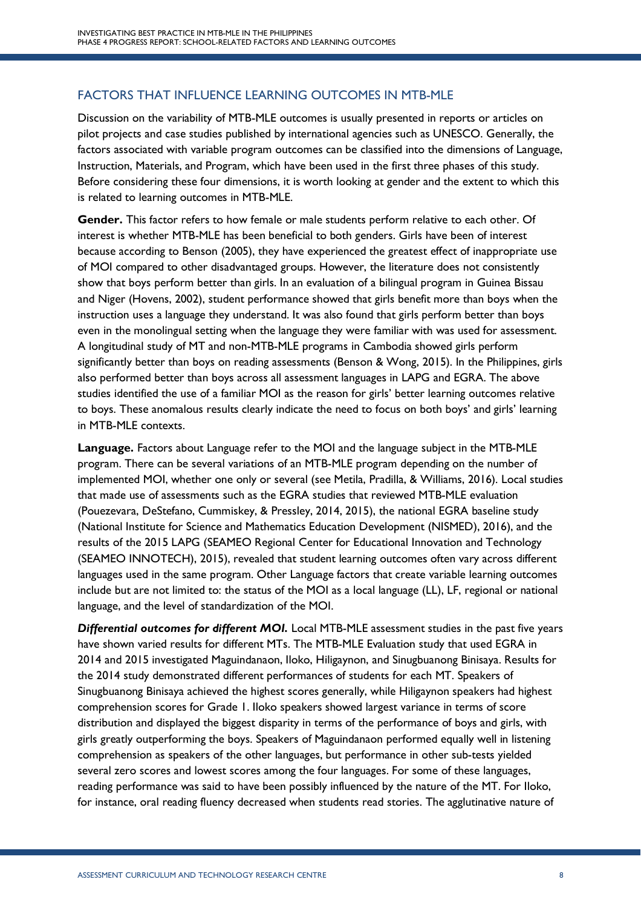## FACTORS THAT INFLUENCE LEARNING OUTCOMES IN MTB-MLE

Discussion on the variability of MTB-MLE outcomes is usually presented in reports or articles on pilot projects and case studies published by international agencies such as UNESCO. Generally, the factors associated with variable program outcomes can be classified into the dimensions of Language, Instruction, Materials, and Program, which have been used in the first three phases of this study. Before considering these four dimensions, it is worth looking at gender and the extent to which this is related to learning outcomes in MTB-MLE.

**Gender.** This factor refers to how female or male students perform relative to each other. Of interest is whether MTB-MLE has been beneficial to both genders. Girls have been of interest because according to Benson (2005), they have experienced the greatest effect of inappropriate use of MOI compared to other disadvantaged groups. However, the literature does not consistently show that boys perform better than girls. In an evaluation of a bilingual program in Guinea Bissau and Niger (Hovens, 2002), student performance showed that girls benefit more than boys when the instruction uses a language they understand. It was also found that girls perform better than boys even in the monolingual setting when the language they were familiar with was used for assessment. A longitudinal study of MT and non-MTB-MLE programs in Cambodia showed girls perform significantly better than boys on reading assessments (Benson & Wong, 2015). In the Philippines, girls also performed better than boys across all assessment languages in LAPG and EGRA. The above studies identified the use of a familiar MOI as the reason for girls' better learning outcomes relative to boys. These anomalous results clearly indicate the need to focus on both boys' and girls' learning in MTB-MLE contexts.

**Language.** Factors about Language refer to the MOI and the language subject in the MTB-MLE program. There can be several variations of an MTB-MLE program depending on the number of implemented MOI, whether one only or several (see Metila, Pradilla, & Williams, 2016). Local studies that made use of assessments such as the EGRA studies that reviewed MTB-MLE evaluation (Pouezevara, DeStefano, Cummiskey, & Pressley, 2014, 2015), the national EGRA baseline study (National Institute for Science and Mathematics Education Development (NISMED), 2016), and the results of the 2015 LAPG (SEAMEO Regional Center for Educational Innovation and Technology (SEAMEO INNOTECH), 2015), revealed that student learning outcomes often vary across different languages used in the same program. Other Language factors that create variable learning outcomes include but are not limited to: the status of the MOI as a local language (LL), LF, regional or national language, and the level of standardization of the MOI.

***Differential outcomes for different MOI.*** Local MTB-MLE assessment studies in the past five years have shown varied results for different MTs. The MTB-MLE Evaluation study that used EGRA in 2014 and 2015 investigated Maguindanaon, Iloko, Hiligaynon, and Sinugbuanong Binisaya. Results for the 2014 study demonstrated different performances of students for each MT. Speakers of Sinugbuanong Binisaya achieved the highest scores generally, while Hiligaynon speakers had highest comprehension scores for Grade 1. Iloko speakers showed largest variance in terms of score distribution and displayed the biggest disparity in terms of the performance of boys and girls, with girls greatly outperforming the boys. Speakers of Maguindanaon performed equally well in listening comprehension as speakers of the other languages, but performance in other sub-tests yielded several zero scores and lowest scores among the four languages. For some of these languages, reading performance was said to have been possibly influenced by the nature of the MT. For Iloko, for instance, oral reading fluency decreased when students read stories. The agglutinative nature of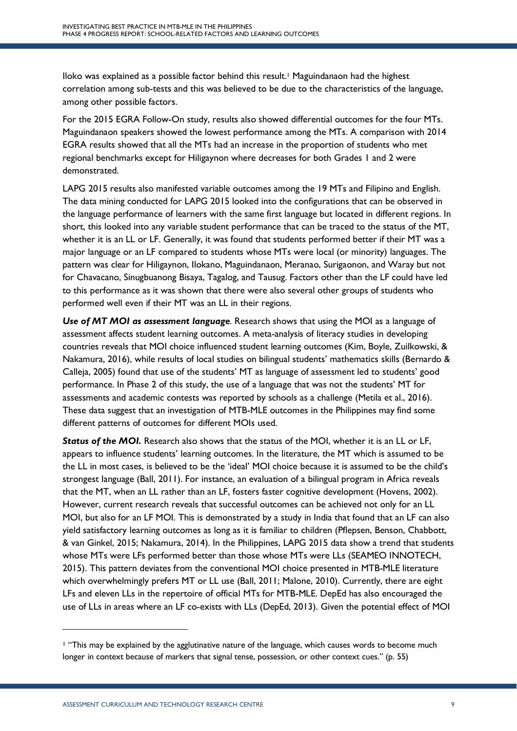Iloko was explained as a possible factor behind this result.[1] Maguindanaon had the highest correlation among sub-tests and this was believed to be due to the characteristics of the language, among other possible factors.

For the 2015 EGRA Follow-On study, results also showed differential outcomes for the four MTs. Maguindanaon speakers showed the lowest performance among the MTs. A comparison with 2014 EGRA results showed that all the MTs had an increase in the proportion of students who met regional benchmarks except for Hiligaynon where decreases for both Grades 1 and 2 were demonstrated.

LAPG 2015 results also manifested variable outcomes among the 19 MTs and Filipino and English. The data mining conducted for LAPG 2015 looked into the configurations that can be observed in the language performance of learners with the same first language but located in different regions. In short, this looked into any variable student performance that can be traced to the status of the MT, whether it is an LL or LF. Generally, it was found that students performed better if their MT was a major language or an LF compared to students whose MTs were local (or minority) languages. The pattern was clear for Hiligaynon, Ilokano, Maguindanaon, Meranao, Surigaonon, and Waray but not for Chavacano, Sinugbuanong Bisaya, Tagalog, and Tausug. Factors other than the LF could have led to this performance as it was shown that there were also several other groups of students who performed well even if their MT was an LL in their regions.

***Use of MT MOI as assessment language***. Research shows that using the MOI as a language of assessment affects student learning outcomes. A meta-analysis of literacy studies in developing countries reveals that MOI choice influenced student learning outcomes (Kim, Boyle, Zuilkowski, & Nakamura, 2016), while results of local studies on bilingual students' mathematics skills (Bernardo & Calleja, 2005) found that use of the students' MT as language of assessment led to students' good performance. In Phase 2 of this study, the use of a language that was not the students' MT for assessments and academic contests was reported by schools as a challenge (Metila et al., 2016). These data suggest that an investigation of MTB-MLE outcomes in the Philippines may find some different patterns of outcomes for different MOIs used.

***Status of the MOI.*** Research also shows that the status of the MOI, whether it is an LL or LF, appears to influence students' learning outcomes. In the literature, the MT which is assumed to be the LL in most cases, is believed to be the 'ideal' MOI choice because it is assumed to be the child's strongest language (Ball, 2011). For instance, an evaluation of a bilingual program in Africa reveals that the MT, when an LL rather than an LF, fosters faster cognitive development (Hovens, 2002). However, current research reveals that successful outcomes can be achieved not only for an LL MOI, but also for an LF MOI. This is demonstrated by a study in India that found that an LF can also yield satisfactory learning outcomes as long as it is familiar to children (Pflepsen, Benson, Chabbott, & van Ginkel, 2015; Nakamura, 2014). In the Philippines, LAPG 2015 data show a trend that students whose MTs were LFs performed better than those whose MTs were LLs (SEAMEO INNOTECH, 2015). This pattern deviates from the conventional MOI choice presented in MTB-MLE literature which overwhelmingly prefers MT or LL use (Ball, 2011; Malone, 2010). Currently, there are eight LFs and eleven LLs in the repertoire of official MTs for MTB-MLE. DepEd has also encouraged the use of LLs in areas where an LF co-exists with LLs (DepEd, 2013). Given the potential effect of MOI

---

[1] "This may be explained by the agglutinative nature of the language, which causes words to become much longer in context because of markers that signal tense, possession, or other context cues." (p. 55)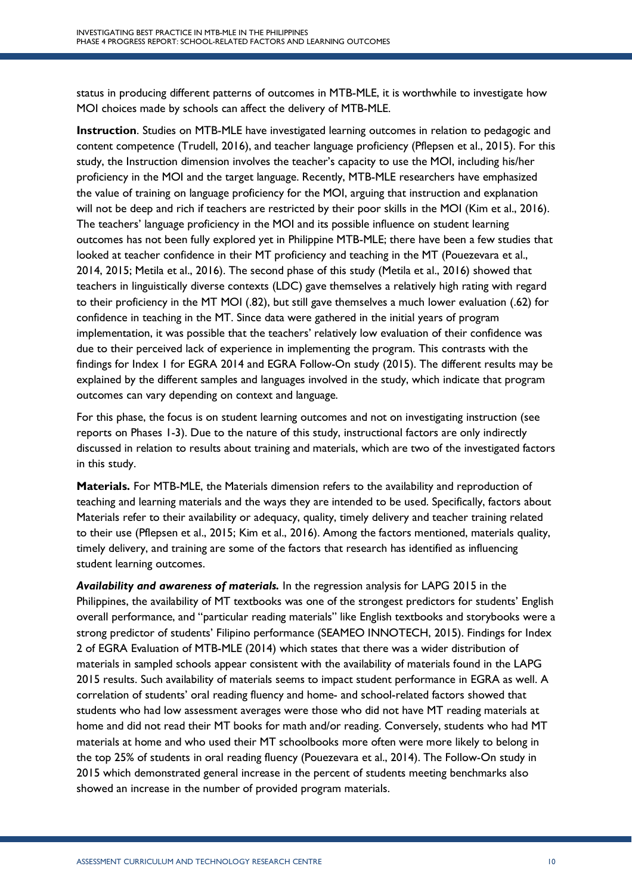status in producing different patterns of outcomes in MTB-MLE, it is worthwhile to investigate how MOI choices made by schools can affect the delivery of MTB-MLE.

**Instruction**. Studies on MTB-MLE have investigated learning outcomes in relation to pedagogic and content competence (Trudell, 2016), and teacher language proficiency (Pflepsen et al., 2015). For this study, the Instruction dimension involves the teacher's capacity to use the MOI, including his/her proficiency in the MOI and the target language. Recently, MTB-MLE researchers have emphasized the value of training on language proficiency for the MOI, arguing that instruction and explanation will not be deep and rich if teachers are restricted by their poor skills in the MOI (Kim et al., 2016). The teachers' language proficiency in the MOI and its possible influence on student learning outcomes has not been fully explored yet in Philippine MTB-MLE; there have been a few studies that looked at teacher confidence in their MT proficiency and teaching in the MT (Pouezevara et al., 2014, 2015; Metila et al., 2016). The second phase of this study (Metila et al., 2016) showed that teachers in linguistically diverse contexts (LDC) gave themselves a relatively high rating with regard to their proficiency in the MT MOI (.82), but still gave themselves a much lower evaluation (.62) for confidence in teaching in the MT. Since data were gathered in the initial years of program implementation, it was possible that the teachers' relatively low evaluation of their confidence was due to their perceived lack of experience in implementing the program. This contrasts with the findings for Index 1 for EGRA 2014 and EGRA Follow-On study (2015). The different results may be explained by the different samples and languages involved in the study, which indicate that program outcomes can vary depending on context and language.

For this phase, the focus is on student learning outcomes and not on investigating instruction (see reports on Phases 1-3). Due to the nature of this study, instructional factors are only indirectly discussed in relation to results about training and materials, which are two of the investigated factors in this study.

**Materials.** For MTB-MLE, the Materials dimension refers to the availability and reproduction of teaching and learning materials and the ways they are intended to be used. Specifically, factors about Materials refer to their availability or adequacy, quality, timely delivery and teacher training related to their use (Pflepsen et al., 2015; Kim et al., 2016). Among the factors mentioned, materials quality, timely delivery, and training are some of the factors that research has identified as influencing student learning outcomes.

***Availability and awareness of materials.*** In the regression analysis for LAPG 2015 in the Philippines, the availability of MT textbooks was one of the strongest predictors for students' English overall performance, and "particular reading materials" like English textbooks and storybooks were a strong predictor of students' Filipino performance (SEAMEO INNOTECH, 2015). Findings for Index 2 of EGRA Evaluation of MTB-MLE (2014) which states that there was a wider distribution of materials in sampled schools appear consistent with the availability of materials found in the LAPG 2015 results. Such availability of materials seems to impact student performance in EGRA as well. A correlation of students' oral reading fluency and home- and school-related factors showed that students who had low assessment averages were those who did not have MT reading materials at home and did not read their MT books for math and/or reading. Conversely, students who had MT materials at home and who used their MT schoolbooks more often were more likely to belong in the top 25% of students in oral reading fluency (Pouezevara et al., 2014). The Follow-On study in 2015 which demonstrated general increase in the percent of students meeting benchmarks also showed an increase in the number of provided program materials.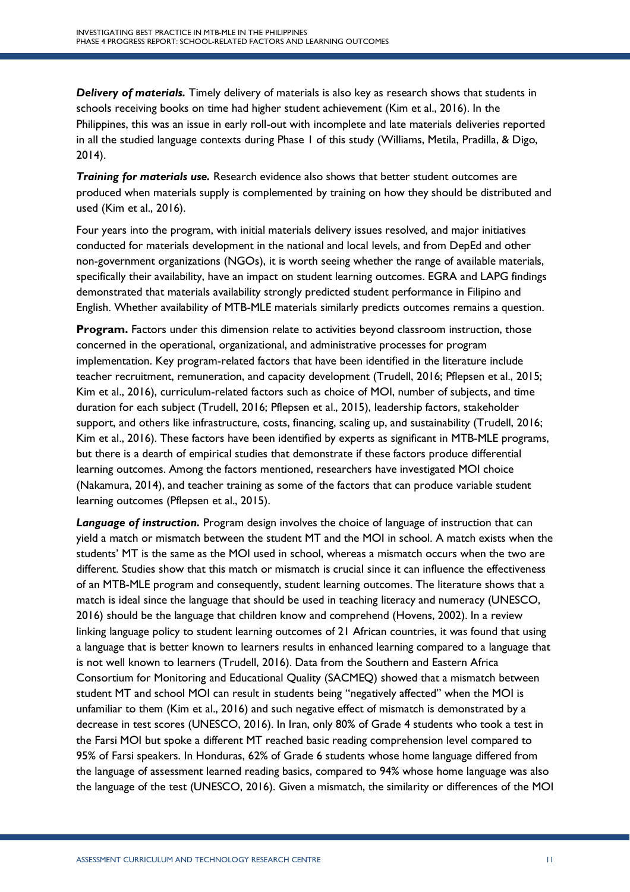***Delivery of materials.*** Timely delivery of materials is also key as research shows that students in schools receiving books on time had higher student achievement (Kim et al., 2016). In the Philippines, this was an issue in early roll-out with incomplete and late materials deliveries reported in all the studied language contexts during Phase 1 of this study (Williams, Metila, Pradilla, & Digo, 2014).

***Training for materials use.*** Research evidence also shows that better student outcomes are produced when materials supply is complemented by training on how they should be distributed and used (Kim et al., 2016).

Four years into the program, with initial materials delivery issues resolved, and major initiatives conducted for materials development in the national and local levels, and from DepEd and other non-government organizations (NGOs), it is worth seeing whether the range of available materials, specifically their availability, have an impact on student learning outcomes. EGRA and LAPG findings demonstrated that materials availability strongly predicted student performance in Filipino and English. Whether availability of MTB-MLE materials similarly predicts outcomes remains a question.

**Program.** Factors under this dimension relate to activities beyond classroom instruction, those concerned in the operational, organizational, and administrative processes for program implementation. Key program-related factors that have been identified in the literature include teacher recruitment, remuneration, and capacity development (Trudell, 2016; Pflepsen et al., 2015; Kim et al., 2016), curriculum-related factors such as choice of MOI, number of subjects, and time duration for each subject (Trudell, 2016; Pflepsen et al., 2015), leadership factors, stakeholder support, and others like infrastructure, costs, financing, scaling up, and sustainability (Trudell, 2016; Kim et al., 2016). These factors have been identified by experts as significant in MTB-MLE programs, but there is a dearth of empirical studies that demonstrate if these factors produce differential learning outcomes. Among the factors mentioned, researchers have investigated MOI choice (Nakamura, 2014), and teacher training as some of the factors that can produce variable student learning outcomes (Pflepsen et al., 2015).

***Language of instruction.*** Program design involves the choice of language of instruction that can yield a match or mismatch between the student MT and the MOI in school. A match exists when the students' MT is the same as the MOI used in school, whereas a mismatch occurs when the two are different. Studies show that this match or mismatch is crucial since it can influence the effectiveness of an MTB-MLE program and consequently, student learning outcomes. The literature shows that a match is ideal since the language that should be used in teaching literacy and numeracy (UNESCO, 2016) should be the language that children know and comprehend (Hovens, 2002). In a review linking language policy to student learning outcomes of 21 African countries, it was found that using a language that is better known to learners results in enhanced learning compared to a language that is not well known to learners (Trudell, 2016). Data from the Southern and Eastern Africa Consortium for Monitoring and Educational Quality (SACMEQ) showed that a mismatch between student MT and school MOI can result in students being "negatively affected" when the MOI is unfamiliar to them (Kim et al., 2016) and such negative effect of mismatch is demonstrated by a decrease in test scores (UNESCO, 2016). In Iran, only 80% of Grade 4 students who took a test in the Farsi MOI but spoke a different MT reached basic reading comprehension level compared to 95% of Farsi speakers. In Honduras, 62% of Grade 6 students whose home language differed from the language of assessment learned reading basics, compared to 94% whose home language was also the language of the test (UNESCO, 2016). Given a mismatch, the similarity or differences of the MOI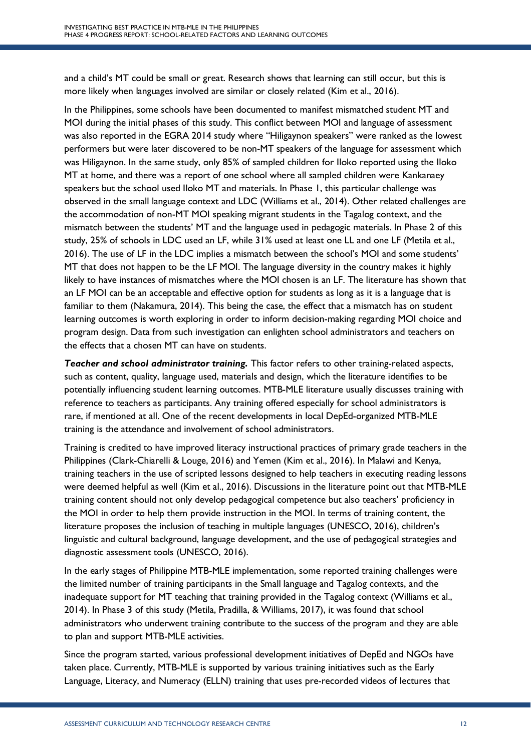and a child's MT could be small or great. Research shows that learning can still occur, but this is more likely when languages involved are similar or closely related (Kim et al., 2016).

In the Philippines, some schools have been documented to manifest mismatched student MT and MOI during the initial phases of this study. This conflict between MOI and language of assessment was also reported in the EGRA 2014 study where "Hiligaynon speakers" were ranked as the lowest performers but were later discovered to be non-MT speakers of the language for assessment which was Hiligaynon. In the same study, only 85% of sampled children for Iloko reported using the Iloko MT at home, and there was a report of one school where all sampled children were Kankanaey speakers but the school used Iloko MT and materials. In Phase 1, this particular challenge was observed in the small language context and LDC (Williams et al., 2014). Other related challenges are the accommodation of non-MT MOI speaking migrant students in the Tagalog context, and the mismatch between the students' MT and the language used in pedagogic materials. In Phase 2 of this study, 25% of schools in LDC used an LF, while 31% used at least one LL and one LF (Metila et al., 2016). The use of LF in the LDC implies a mismatch between the school's MOI and some students' MT that does not happen to be the LF MOI. The language diversity in the country makes it highly likely to have instances of mismatches where the MOI chosen is an LF. The literature has shown that an LF MOI can be an acceptable and effective option for students as long as it is a language that is familiar to them (Nakamura, 2014). This being the case, the effect that a mismatch has on student learning outcomes is worth exploring in order to inform decision-making regarding MOI choice and program design. Data from such investigation can enlighten school administrators and teachers on the effects that a chosen MT can have on students.

***Teacher and school administrator training.*** This factor refers to other training-related aspects, such as content, quality, language used, materials and design, which the literature identifies to be potentially influencing student learning outcomes. MTB-MLE literature usually discusses training with reference to teachers as participants. Any training offered especially for school administrators is rare, if mentioned at all. One of the recent developments in local DepEd-organized MTB-MLE training is the attendance and involvement of school administrators.

Training is credited to have improved literacy instructional practices of primary grade teachers in the Philippines (Clark-Chiarelli & Louge, 2016) and Yemen (Kim et al., 2016). In Malawi and Kenya, training teachers in the use of scripted lessons designed to help teachers in executing reading lessons were deemed helpful as well (Kim et al., 2016). Discussions in the literature point out that MTB-MLE training content should not only develop pedagogical competence but also teachers' proficiency in the MOI in order to help them provide instruction in the MOI. In terms of training content, the literature proposes the inclusion of teaching in multiple languages (UNESCO, 2016), children's linguistic and cultural background, language development, and the use of pedagogical strategies and diagnostic assessment tools (UNESCO, 2016).

In the early stages of Philippine MTB-MLE implementation, some reported training challenges were the limited number of training participants in the Small language and Tagalog contexts, and the inadequate support for MT teaching that training provided in the Tagalog context (Williams et al., 2014). In Phase 3 of this study (Metila, Pradilla, & Williams, 2017), it was found that school administrators who underwent training contribute to the success of the program and they are able to plan and support MTB-MLE activities.

Since the program started, various professional development initiatives of DepEd and NGOs have taken place. Currently, MTB-MLE is supported by various training initiatives such as the Early Language, Literacy, and Numeracy (ELLN) training that uses pre-recorded videos of lectures that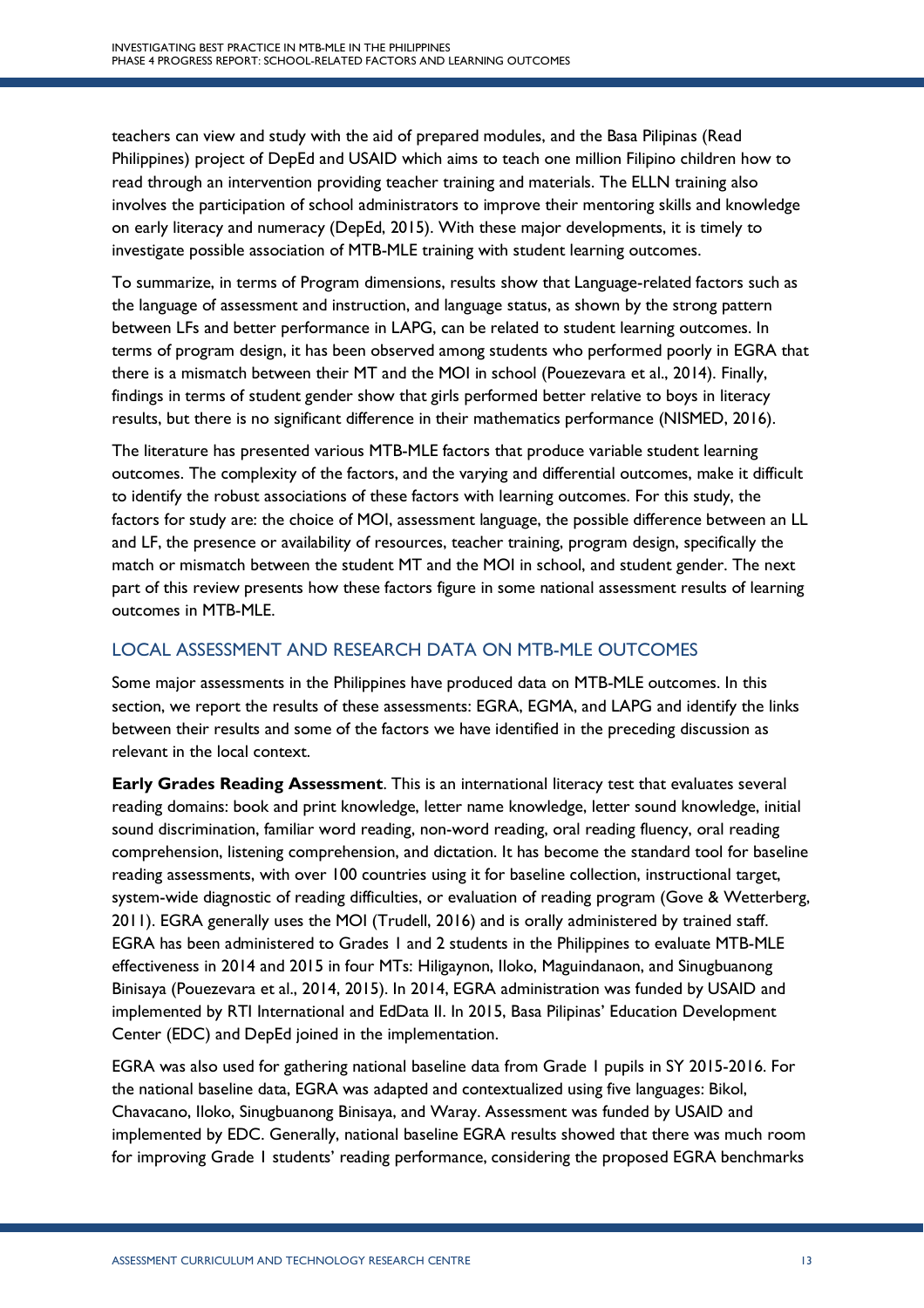teachers can view and study with the aid of prepared modules, and the Basa Pilipinas (Read Philippines) project of DepEd and USAID which aims to teach one million Filipino children how to read through an intervention providing teacher training and materials. The ELLN training also involves the participation of school administrators to improve their mentoring skills and knowledge on early literacy and numeracy (DepEd, 2015). With these major developments, it is timely to investigate possible association of MTB-MLE training with student learning outcomes.

To summarize, in terms of Program dimensions, results show that Language-related factors such as the language of assessment and instruction, and language status, as shown by the strong pattern between LFs and better performance in LAPG, can be related to student learning outcomes. In terms of program design, it has been observed among students who performed poorly in EGRA that there is a mismatch between their MT and the MOI in school (Pouezevara et al., 2014). Finally, findings in terms of student gender show that girls performed better relative to boys in literacy results, but there is no significant difference in their mathematics performance (NISMED, 2016).

The literature has presented various MTB-MLE factors that produce variable student learning outcomes. The complexity of the factors, and the varying and differential outcomes, make it difficult to identify the robust associations of these factors with learning outcomes. For this study, the factors for study are: the choice of MOI, assessment language, the possible difference between an LL and LF, the presence or availability of resources, teacher training, program design, specifically the match or mismatch between the student MT and the MOI in school, and student gender. The next part of this review presents how these factors figure in some national assessment results of learning outcomes in MTB-MLE.

## LOCAL ASSESSMENT AND RESEARCH DATA ON MTB-MLE OUTCOMES

Some major assessments in the Philippines have produced data on MTB-MLE outcomes. In this section, we report the results of these assessments: EGRA, EGMA, and LAPG and identify the links between their results and some of the factors we have identified in the preceding discussion as relevant in the local context.

**Early Grades Reading Assessment**. This is an international literacy test that evaluates several reading domains: book and print knowledge, letter name knowledge, letter sound knowledge, initial sound discrimination, familiar word reading, non-word reading, oral reading fluency, oral reading comprehension, listening comprehension, and dictation. It has become the standard tool for baseline reading assessments, with over 100 countries using it for baseline collection, instructional target, system-wide diagnostic of reading difficulties, or evaluation of reading program (Gove & Wetterberg, 2011). EGRA generally uses the MOI (Trudell, 2016) and is orally administered by trained staff. EGRA has been administered to Grades 1 and 2 students in the Philippines to evaluate MTB-MLE effectiveness in 2014 and 2015 in four MTs: Hiligaynon, Iloko, Maguindanaon, and Sinugbuanong Binisaya (Pouezevara et al., 2014, 2015). In 2014, EGRA administration was funded by USAID and implemented by RTI International and EdData II. In 2015, Basa Pilipinas' Education Development Center (EDC) and DepEd joined in the implementation.

EGRA was also used for gathering national baseline data from Grade 1 pupils in SY 2015-2016. For the national baseline data, EGRA was adapted and contextualized using five languages: Bikol, Chavacano, Iloko, Sinugbuanong Binisaya, and Waray. Assessment was funded by USAID and implemented by EDC. Generally, national baseline EGRA results showed that there was much room for improving Grade 1 students' reading performance, considering the proposed EGRA benchmarks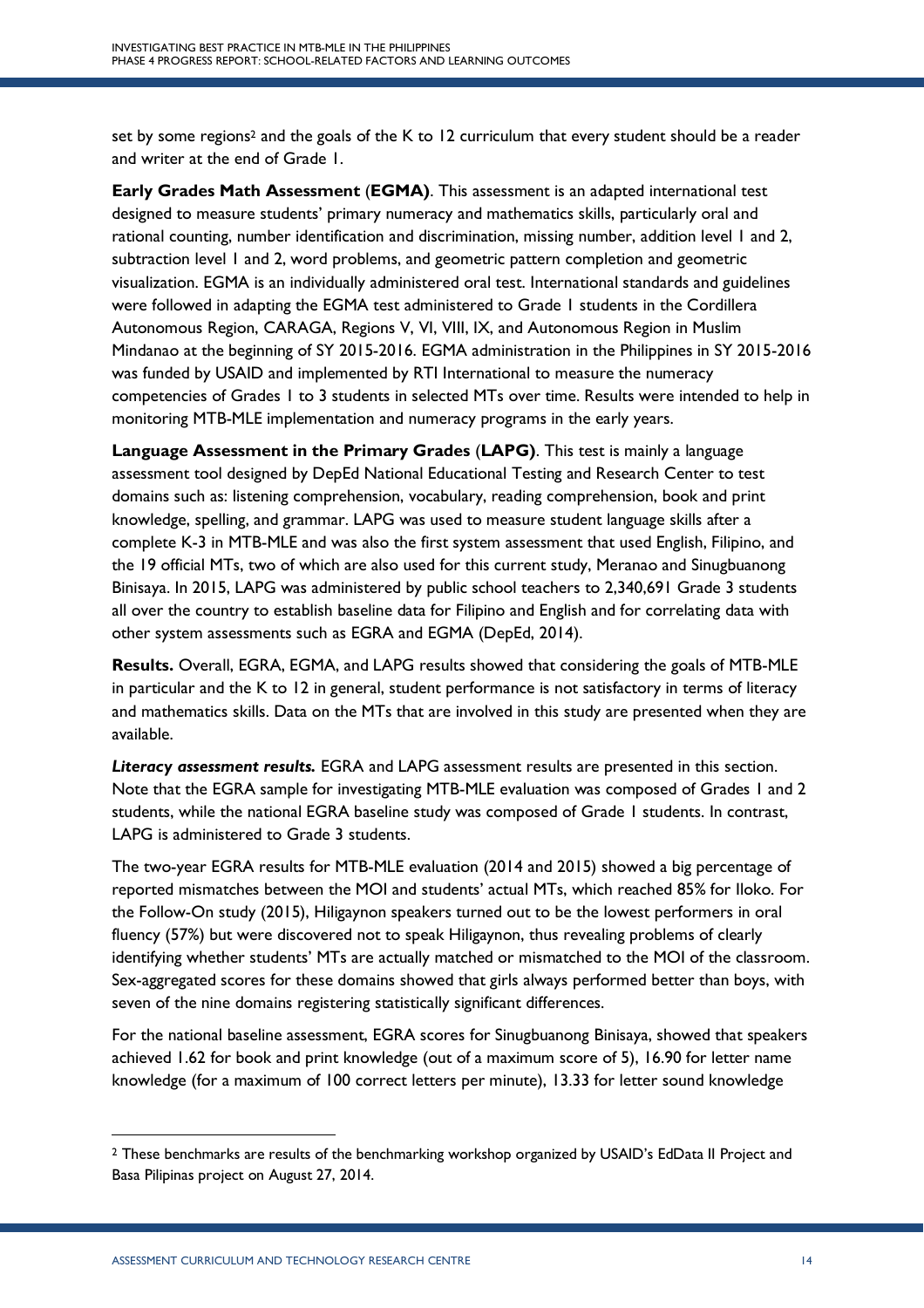set by some regions[2] and the goals of the K to 12 curriculum that every student should be a reader and writer at the end of Grade 1.

**Early Grades Math Assessment (EGMA)**. This assessment is an adapted international test designed to measure students' primary numeracy and mathematics skills, particularly oral and rational counting, number identification and discrimination, missing number, addition level 1 and 2, subtraction level 1 and 2, word problems, and geometric pattern completion and geometric visualization. EGMA is an individually administered oral test. International standards and guidelines were followed in adapting the EGMA test administered to Grade 1 students in the Cordillera Autonomous Region, CARAGA, Regions V, VI, VIII, IX, and Autonomous Region in Muslim Mindanao at the beginning of SY 2015-2016. EGMA administration in the Philippines in SY 2015-2016 was funded by USAID and implemented by RTI International to measure the numeracy competencies of Grades 1 to 3 students in selected MTs over time. Results were intended to help in monitoring MTB-MLE implementation and numeracy programs in the early years.

**Language Assessment in the Primary Grades (LAPG)**. This test is mainly a language assessment tool designed by DepEd National Educational Testing and Research Center to test domains such as: listening comprehension, vocabulary, reading comprehension, book and print knowledge, spelling, and grammar. LAPG was used to measure student language skills after a complete K-3 in MTB-MLE and was also the first system assessment that used English, Filipino, and the 19 official MTs, two of which are also used for this current study, Meranao and Sinugbuanong Binisaya. In 2015, LAPG was administered by public school teachers to 2,340,691 Grade 3 students all over the country to establish baseline data for Filipino and English and for correlating data with other system assessments such as EGRA and EGMA (DepEd, 2014).

**Results.** Overall, EGRA, EGMA, and LAPG results showed that considering the goals of MTB-MLE in particular and the K to 12 in general, student performance is not satisfactory in terms of literacy and mathematics skills. Data on the MTs that are involved in this study are presented when they are available.

***Literacy assessment results.*** EGRA and LAPG assessment results are presented in this section. Note that the EGRA sample for investigating MTB-MLE evaluation was composed of Grades 1 and 2 students, while the national EGRA baseline study was composed of Grade 1 students. In contrast, LAPG is administered to Grade 3 students.

The two-year EGRA results for MTB-MLE evaluation (2014 and 2015) showed a big percentage of reported mismatches between the MOI and students' actual MTs, which reached 85% for Iloko. For the Follow-On study (2015), Hiligaynon speakers turned out to be the lowest performers in oral fluency (57%) but were discovered not to speak Hiligaynon, thus revealing problems of clearly identifying whether students' MTs are actually matched or mismatched to the MOI of the classroom. Sex-aggregated scores for these domains showed that girls always performed better than boys, with seven of the nine domains registering statistically significant differences.

For the national baseline assessment, EGRA scores for Sinugbuanong Binisaya, showed that speakers achieved 1.62 for book and print knowledge (out of a maximum score of 5), 16.90 for letter name knowledge (for a maximum of 100 correct letters per minute), 13.33 for letter sound knowledge

---

[2] These benchmarks are results of the benchmarking workshop organized by USAID's EdData II Project and Basa Pilipinas project on August 27, 2014.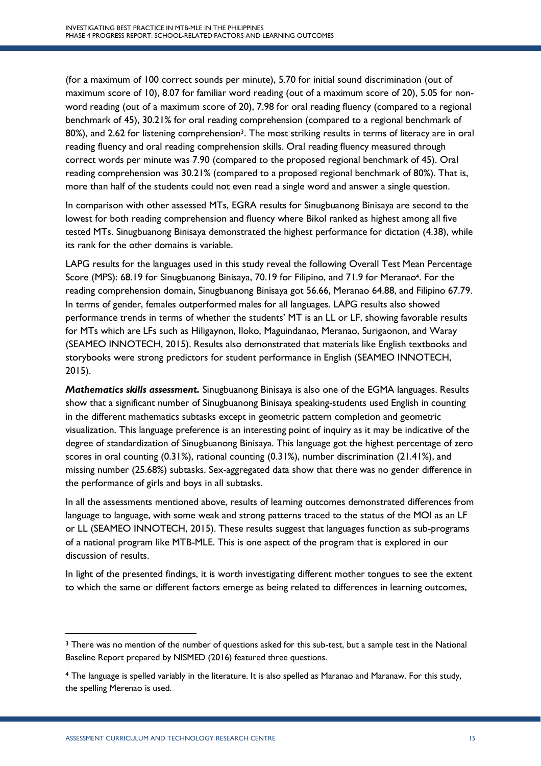(for a maximum of 100 correct sounds per minute), 5.70 for initial sound discrimination (out of maximum score of 10), 8.07 for familiar word reading (out of a maximum score of 20), 5.05 for non-word reading (out of a maximum score of 20), 7.98 for oral reading fluency (compared to a regional benchmark of 45), 30.21% for oral reading comprehension (compared to a regional benchmark of 80%), and 2.62 for listening comprehension[3]. The most striking results in terms of literacy are in oral reading fluency and oral reading comprehension skills. Oral reading fluency measured through correct words per minute was 7.90 (compared to the proposed regional benchmark of 45). Oral reading comprehension was 30.21% (compared to a proposed regional benchmark of 80%). That is, more than half of the students could not even read a single word and answer a single question.

In comparison with other assessed MTs, EGRA results for Sinugbuanong Binisaya are second to the lowest for both reading comprehension and fluency where Bikol ranked as highest among all five tested MTs. Sinugbuanong Binisaya demonstrated the highest performance for dictation (4.38), while its rank for the other domains is variable.

LAPG results for the languages used in this study reveal the following Overall Test Mean Percentage Score (MPS): 68.19 for Sinugbuanong Binisaya, 70.19 for Filipino, and 71.9 for Meranao[4]. For the reading comprehension domain, Sinugbuanong Binisaya got 56.66, Meranao 64.88, and Filipino 67.79. In terms of gender, females outperformed males for all languages. LAPG results also showed performance trends in terms of whether the students' MT is an LL or LF, showing favorable results for MTs which are LFs such as Hiligaynon, Iloko, Maguindanao, Meranao, Surigaonon, and Waray (SEAMEO INNOTECH, 2015). Results also demonstrated that materials like English textbooks and storybooks were strong predictors for student performance in English (SEAMEO INNOTECH, 2015).

***Mathematics skills assessment.*** Sinugbuanong Binisaya is also one of the EGMA languages. Results show that a significant number of Sinugbuanong Binisaya speaking-students used English in counting in the different mathematics subtasks except in geometric pattern completion and geometric visualization. This language preference is an interesting point of inquiry as it may be indicative of the degree of standardization of Sinugbuanong Binisaya. This language got the highest percentage of zero scores in oral counting (0.31%), rational counting (0.31%), number discrimination (21.41%), and missing number (25.68%) subtasks. Sex-aggregated data show that there was no gender difference in the performance of girls and boys in all subtasks.

In all the assessments mentioned above, results of learning outcomes demonstrated differences from language to language, with some weak and strong patterns traced to the status of the MOI as an LF or LL (SEAMEO INNOTECH, 2015). These results suggest that languages function as sub-programs of a national program like MTB-MLE. This is one aspect of the program that is explored in our discussion of results.

In light of the presented findings, it is worth investigating different mother tongues to see the extent to which the same or different factors emerge as being related to differences in learning outcomes,

---

[3] There was no mention of the number of questions asked for this sub-test, but a sample test in the National Baseline Report prepared by NISMED (2016) featured three questions.

[4] The language is spelled variably in the literature. It is also spelled as Maranao and Maranaw. For this study, the spelling Merenao is used.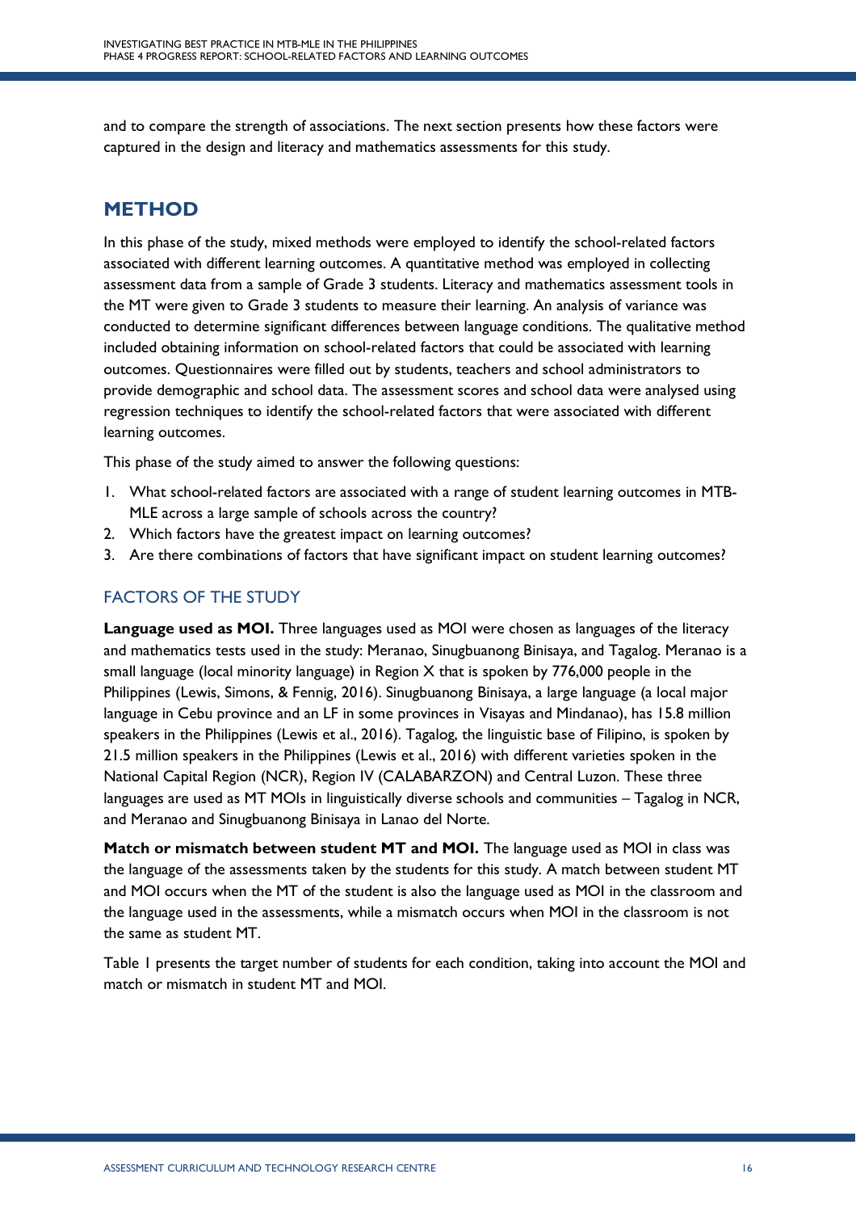and to compare the strength of associations. The next section presents how these factors were captured in the design and literacy and mathematics assessments for this study.

## METHOD

In this phase of the study, mixed methods were employed to identify the school-related factors associated with different learning outcomes. A quantitative method was employed in collecting assessment data from a sample of Grade 3 students. Literacy and mathematics assessment tools in the MT were given to Grade 3 students to measure their learning. An analysis of variance was conducted to determine significant differences between language conditions. The qualitative method included obtaining information on school-related factors that could be associated with learning outcomes. Questionnaires were filled out by students, teachers and school administrators to provide demographic and school data. The assessment scores and school data were analysed using regression techniques to identify the school-related factors that were associated with different learning outcomes.

This phase of the study aimed to answer the following questions:

1. What school-related factors are associated with a range of student learning outcomes in MTB-MLE across a large sample of schools across the country?
2. Which factors have the greatest impact on learning outcomes?
3. Are there combinations of factors that have significant impact on student learning outcomes?

### FACTORS OF THE STUDY

**Language used as MOI.** Three languages used as MOI were chosen as languages of the literacy and mathematics tests used in the study: Meranao, Sinugbuanong Binisaya, and Tagalog. Meranao is a small language (local minority language) in Region X that is spoken by 776,000 people in the Philippines (Lewis, Simons, & Fennig, 2016). Sinugbuanong Binisaya, a large language (a local major language in Cebu province and an LF in some provinces in Visayas and Mindanao), has 15.8 million speakers in the Philippines (Lewis et al., 2016). Tagalog, the linguistic base of Filipino, is spoken by 21.5 million speakers in the Philippines (Lewis et al., 2016) with different varieties spoken in the National Capital Region (NCR), Region IV (CALABARZON) and Central Luzon. These three languages are used as MT MOIs in linguistically diverse schools and communities – Tagalog in NCR, and Meranao and Sinugbuanong Binisaya in Lanao del Norte.

**Match or mismatch between student MT and MOI.** The language used as MOI in class was the language of the assessments taken by the students for this study. A match between student MT and MOI occurs when the MT of the student is also the language used as MOI in the classroom and the language used in the assessments, while a mismatch occurs when MOI in the classroom is not the same as student MT.

Table 1 presents the target number of students for each condition, taking into account the MOI and match or mismatch in student MT and MOI.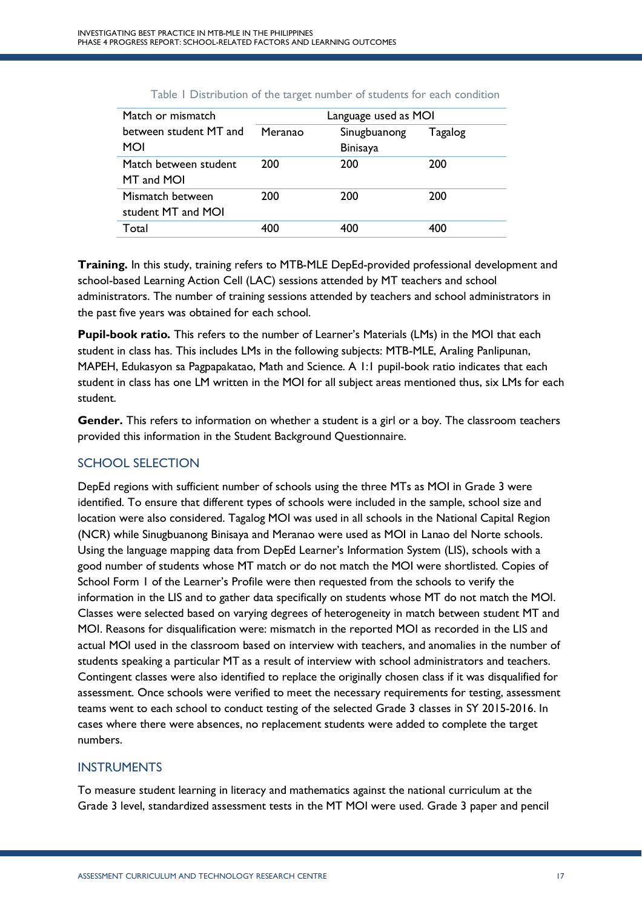Table 1 Distribution of the target number of students for each condition

| Match or mismatch between student MT and MOI | Language used as MOI | | |
|---|---|---|---|
| | Meranao | Sinugbuanong Binisaya | Tagalog |
| Match between student MT and MOI | 200 | 200 | 200 |
| Mismatch between student MT and MOI | 200 | 200 | 200 |
| Total | 400 | 400 | 400 |

**Training.** In this study, training refers to MTB-MLE DepEd-provided professional development and school-based Learning Action Cell (LAC) sessions attended by MT teachers and school administrators. The number of training sessions attended by teachers and school administrators in the past five years was obtained for each school.

**Pupil-book ratio.** This refers to the number of Learner's Materials (LMs) in the MOI that each student in class has. This includes LMs in the following subjects: MTB-MLE, Araling Panlipunan, MAPEH, Edukasyon sa Pagpapakatao, Math and Science. A 1:1 pupil-book ratio indicates that each student in class has one LM written in the MOI for all subject areas mentioned thus, six LMs for each student.

**Gender.** This refers to information on whether a student is a girl or a boy. The classroom teachers provided this information in the Student Background Questionnaire.

## SCHOOL SELECTION

DepEd regions with sufficient number of schools using the three MTs as MOI in Grade 3 were identified. To ensure that different types of schools were included in the sample, school size and location were also considered. Tagalog MOI was used in all schools in the National Capital Region (NCR) while Sinugbuanong Binisaya and Meranao were used as MOI in Lanao del Norte schools. Using the language mapping data from DepEd Learner's Information System (LIS), schools with a good number of students whose MT match or do not match the MOI were shortlisted. Copies of School Form 1 of the Learner's Profile were then requested from the schools to verify the information in the LIS and to gather data specifically on students whose MT do not match the MOI. Classes were selected based on varying degrees of heterogeneity in match between student MT and MOI. Reasons for disqualification were: mismatch in the reported MOI as recorded in the LIS and actual MOI used in the classroom based on interview with teachers, and anomalies in the number of students speaking a particular MT as a result of interview with school administrators and teachers. Contingent classes were also identified to replace the originally chosen class if it was disqualified for assessment. Once schools were verified to meet the necessary requirements for testing, assessment teams went to each school to conduct testing of the selected Grade 3 classes in SY 2015-2016. In cases where there were absences, no replacement students were added to complete the target numbers.

## INSTRUMENTS

To measure student learning in literacy and mathematics against the national curriculum at the Grade 3 level, standardized assessment tests in the MT MOI were used. Grade 3 paper and pencil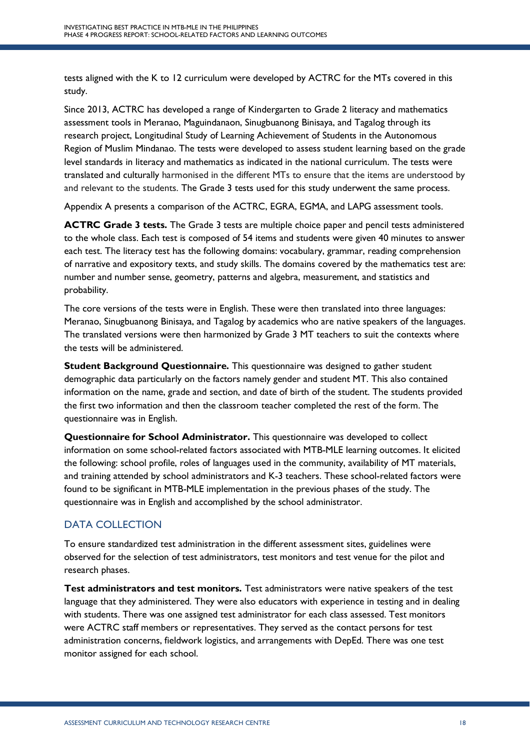tests aligned with the K to 12 curriculum were developed by ACTRC for the MTs covered in this study.

Since 2013, ACTRC has developed a range of Kindergarten to Grade 2 literacy and mathematics assessment tools in Meranao, Maguindanaon, Sinugbuanong Binisaya, and Tagalog through its research project, Longitudinal Study of Learning Achievement of Students in the Autonomous Region of Muslim Mindanao. The tests were developed to assess student learning based on the grade level standards in literacy and mathematics as indicated in the national curriculum. The tests were translated and culturally harmonised in the different MTs to ensure that the items are understood by and relevant to the students. The Grade 3 tests used for this study underwent the same process.

Appendix A presents a comparison of the ACTRC, EGRA, EGMA, and LAPG assessment tools.

**ACTRC Grade 3 tests.** The Grade 3 tests are multiple choice paper and pencil tests administered to the whole class. Each test is composed of 54 items and students were given 40 minutes to answer each test. The literacy test has the following domains: vocabulary, grammar, reading comprehension of narrative and expository texts, and study skills. The domains covered by the mathematics test are: number and number sense, geometry, patterns and algebra, measurement, and statistics and probability.

The core versions of the tests were in English. These were then translated into three languages: Meranao, Sinugbuanong Binisaya, and Tagalog by academics who are native speakers of the languages. The translated versions were then harmonized by Grade 3 MT teachers to suit the contexts where the tests will be administered.

**Student Background Questionnaire.** This questionnaire was designed to gather student demographic data particularly on the factors namely gender and student MT. This also contained information on the name, grade and section, and date of birth of the student. The students provided the first two information and then the classroom teacher completed the rest of the form. The questionnaire was in English.

**Questionnaire for School Administrator.** This questionnaire was developed to collect information on some school-related factors associated with MTB-MLE learning outcomes. It elicited the following: school profile, roles of languages used in the community, availability of MT materials, and training attended by school administrators and K-3 teachers. These school-related factors were found to be significant in MTB-MLE implementation in the previous phases of the study. The questionnaire was in English and accomplished by the school administrator.

## DATA COLLECTION

To ensure standardized test administration in the different assessment sites, guidelines were observed for the selection of test administrators, test monitors and test venue for the pilot and research phases.

**Test administrators and test monitors.** Test administrators were native speakers of the test language that they administered. They were also educators with experience in testing and in dealing with students. There was one assigned test administrator for each class assessed. Test monitors were ACTRC staff members or representatives. They served as the contact persons for test administration concerns, fieldwork logistics, and arrangements with DepEd. There was one test monitor assigned for each school.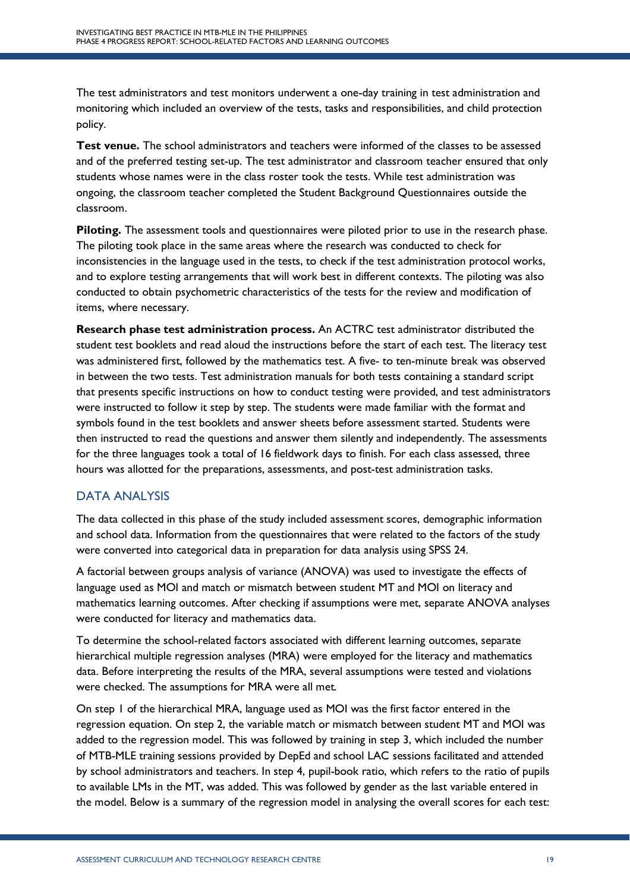The test administrators and test monitors underwent a one-day training in test administration and monitoring which included an overview of the tests, tasks and responsibilities, and child protection policy.

**Test venue.** The school administrators and teachers were informed of the classes to be assessed and of the preferred testing set-up. The test administrator and classroom teacher ensured that only students whose names were in the class roster took the tests. While test administration was ongoing, the classroom teacher completed the Student Background Questionnaires outside the classroom.

**Piloting.** The assessment tools and questionnaires were piloted prior to use in the research phase. The piloting took place in the same areas where the research was conducted to check for inconsistencies in the language used in the tests, to check if the test administration protocol works, and to explore testing arrangements that will work best in different contexts. The piloting was also conducted to obtain psychometric characteristics of the tests for the review and modification of items, where necessary.

**Research phase test administration process.** An ACTRC test administrator distributed the student test booklets and read aloud the instructions before the start of each test. The literacy test was administered first, followed by the mathematics test. A five- to ten-minute break was observed in between the two tests. Test administration manuals for both tests containing a standard script that presents specific instructions on how to conduct testing were provided, and test administrators were instructed to follow it step by step. The students were made familiar with the format and symbols found in the test booklets and answer sheets before assessment started. Students were then instructed to read the questions and answer them silently and independently. The assessments for the three languages took a total of 16 fieldwork days to finish. For each class assessed, three hours was allotted for the preparations, assessments, and post-test administration tasks.

## DATA ANALYSIS

The data collected in this phase of the study included assessment scores, demographic information and school data. Information from the questionnaires that were related to the factors of the study were converted into categorical data in preparation for data analysis using SPSS 24.

A factorial between groups analysis of variance (ANOVA) was used to investigate the effects of language used as MOI and match or mismatch between student MT and MOI on literacy and mathematics learning outcomes. After checking if assumptions were met, separate ANOVA analyses were conducted for literacy and mathematics data.

To determine the school-related factors associated with different learning outcomes, separate hierarchical multiple regression analyses (MRA) were employed for the literacy and mathematics data. Before interpreting the results of the MRA, several assumptions were tested and violations were checked. The assumptions for MRA were all met.

On step 1 of the hierarchical MRA, language used as MOI was the first factor entered in the regression equation. On step 2, the variable match or mismatch between student MT and MOI was added to the regression model. This was followed by training in step 3, which included the number of MTB-MLE training sessions provided by DepEd and school LAC sessions facilitated and attended by school administrators and teachers. In step 4, pupil-book ratio, which refers to the ratio of pupils to available LMs in the MT, was added. This was followed by gender as the last variable entered in the model. Below is a summary of the regression model in analysing the overall scores for each test: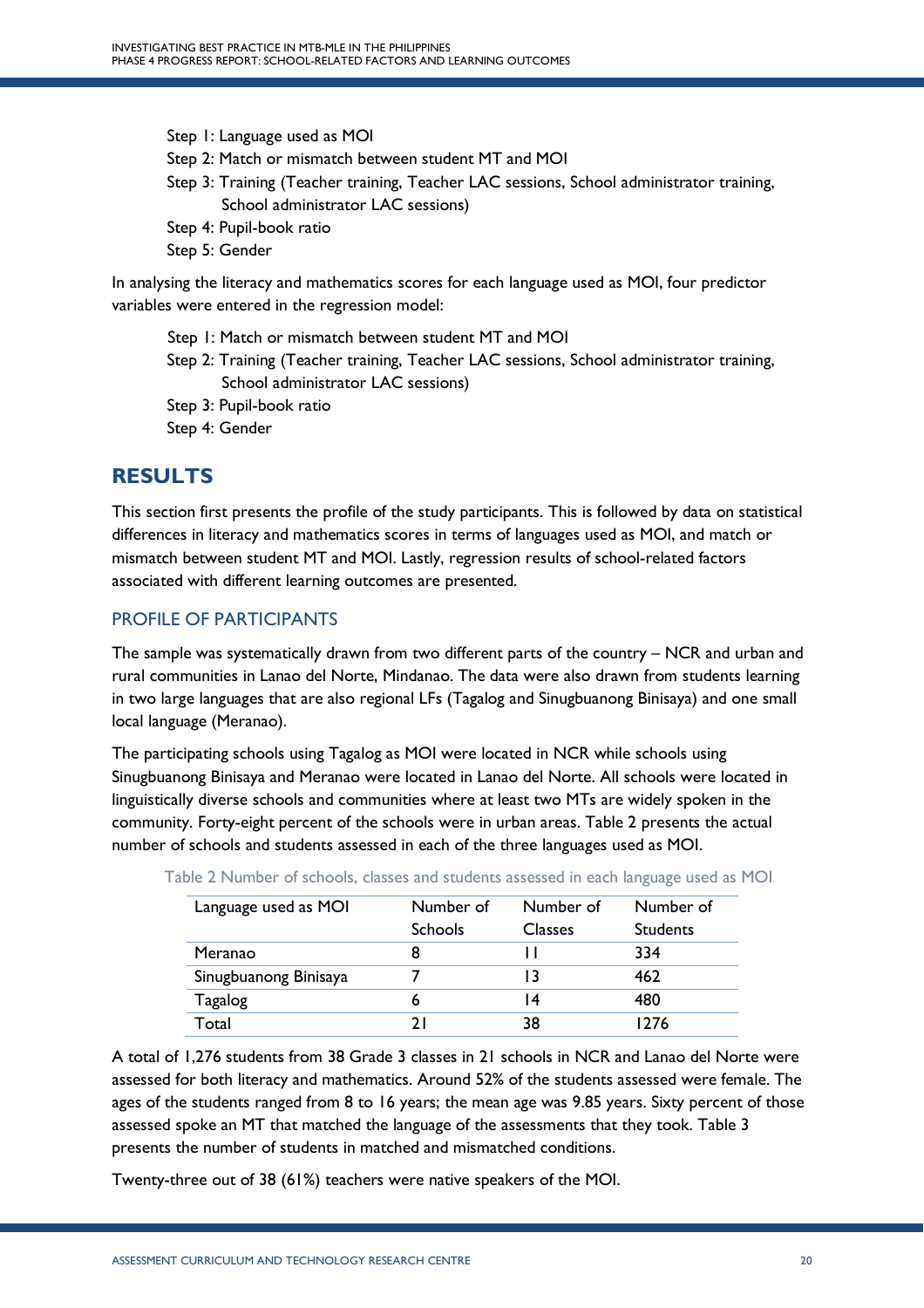Step 1: Language used as MOI
Step 2: Match or mismatch between student MT and MOI
Step 3: Training (Teacher training, Teacher LAC sessions, School administrator training, School administrator LAC sessions)
Step 4: Pupil-book ratio
Step 5: Gender

In analysing the literacy and mathematics scores for each language used as MOI, four predictor variables were entered in the regression model:

Step 1: Match or mismatch between student MT and MOI
Step 2: Training (Teacher training, Teacher LAC sessions, School administrator training, School administrator LAC sessions)
Step 3: Pupil-book ratio
Step 4: Gender

## RESULTS

This section first presents the profile of the study participants. This is followed by data on statistical differences in literacy and mathematics scores in terms of languages used as MOI, and match or mismatch between student MT and MOI. Lastly, regression results of school-related factors associated with different learning outcomes are presented.

### PROFILE OF PARTICIPANTS

The sample was systematically drawn from two different parts of the country – NCR and urban and rural communities in Lanao del Norte, Mindanao. The data were also drawn from students learning in two large languages that are also regional LFs (Tagalog and Sinugbuanong Binisaya) and one small local language (Meranao).

The participating schools using Tagalog as MOI were located in NCR while schools using Sinugbuanong Binisaya and Meranao were located in Lanao del Norte. All schools were located in linguistically diverse schools and communities where at least two MTs are widely spoken in the community. Forty-eight percent of the schools were in urban areas. Table 2 presents the actual number of schools and students assessed in each of the three languages used as MOI.

Table 2 Number of schools, classes and students assessed in each language used as MOI

| Language used as MOI | Number of Schools | Number of Classes | Number of Students |
|---|---|---|---|
| Meranao | 8 | 11 | 334 |
| Sinugbuanong Binisaya | 7 | 13 | 462 |
| Tagalog | 6 | 14 | 480 |
| Total | 21 | 38 | 1276 |

A total of 1,276 students from 38 Grade 3 classes in 21 schools in NCR and Lanao del Norte were assessed for both literacy and mathematics. Around 52% of the students assessed were female. The ages of the students ranged from 8 to 16 years; the mean age was 9.85 years. Sixty percent of those assessed spoke an MT that matched the language of the assessments that they took. Table 3 presents the number of students in matched and mismatched conditions.

Twenty-three out of 38 (61%) teachers were native speakers of the MOI.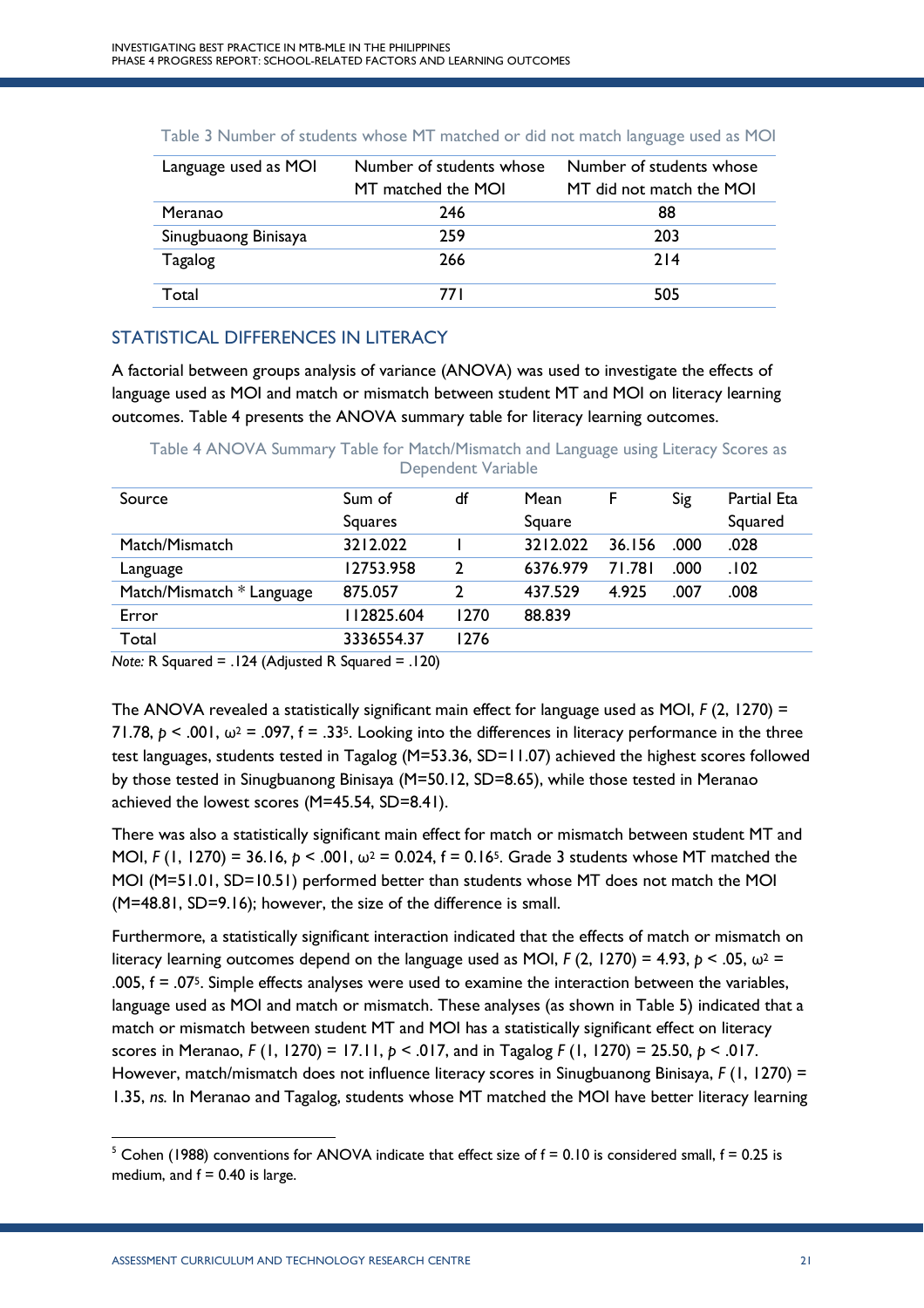Table 3 Number of students whose MT matched or did not match language used as MOI

| Language used as MOI | Number of students whose MT matched the MOI | Number of students whose MT did not match the MOI |
|---|---|---|
| Meranao | 246 | 88 |
| Sinugbuaong Binisaya | 259 | 203 |
| Tagalog | 266 | 214 |
| Total | 771 | 505 |

## STATISTICAL DIFFERENCES IN LITERACY

A factorial between groups analysis of variance (ANOVA) was used to investigate the effects of language used as MOI and match or mismatch between student MT and MOI on literacy learning outcomes. Table 4 presents the ANOVA summary table for literacy learning outcomes.

Table 4 ANOVA Summary Table for Match/Mismatch and Language using Literacy Scores as Dependent Variable

| Source | Sum of Squares | df | Mean Square | F | Sig | Partial Eta Squared |
|---|---|---|---|---|---|---|
| Match/Mismatch | 3212.022 | 1 | 3212.022 | 36.156 | .000 | .028 |
| Language | 12753.958 | 2 | 6376.979 | 71.781 | .000 | .102 |
| Match/Mismatch * Language | 875.057 | 2 | 437.529 | 4.925 | .007 | .008 |
| Error | 112825.604 | 1270 | 88.839 | | | |
| Total | 3336554.37 | 1276 | | | | |

*Note:* R Squared = .124 (Adjusted R Squared = .120)

The ANOVA revealed a statistically significant main effect for language used as MOI, $F$ (2, 1270) = 71.78, $p < .001$, $\omega^2 = .097$, f = .33[5]. Looking into the differences in literacy performance in the three test languages, students tested in Tagalog (M=53.36, SD=11.07) achieved the highest scores followed by those tested in Sinugbuanong Binisaya (M=50.12, SD=8.65), while those tested in Meranao achieved the lowest scores (M=45.54, SD=8.41).

There was also a statistically significant main effect for match or mismatch between student MT and MOI, $F$ (1, 1270) = 36.16, $p < .001$, $\omega^2 = 0.024$, f = 0.16[5]. Grade 3 students whose MT matched the MOI (M=51.01, SD=10.51) performed better than students whose MT does not match the MOI (M=48.81, SD=9.16); however, the size of the difference is small.

Furthermore, a statistically significant interaction indicated that the effects of match or mismatch on literacy learning outcomes depend on the language used as MOI, $F$ (2, 1270) = 4.93, $p < .05$, $\omega^2 = .005$, f = .07[5]. Simple effects analyses were used to examine the interaction between the variables, language used as MOI and match or mismatch. These analyses (as shown in Table 5) indicated that a match or mismatch between student MT and MOI has a statistically significant effect on literacy scores in Meranao, $F$ (1, 1270) = 17.11, $p < .017$, and in Tagalog $F$ (1, 1270) = 25.50, $p < .017$. However, match/mismatch does not influence literacy scores in Sinugbuanong Binisaya, $F$ (1, 1270) = 1.35, *ns*. In Meranao and Tagalog, students whose MT matched the MOI have better literacy learning

[5] Cohen (1988) conventions for ANOVA indicate that effect size of f = 0.10 is considered small, f = 0.25 is medium, and f = 0.40 is large.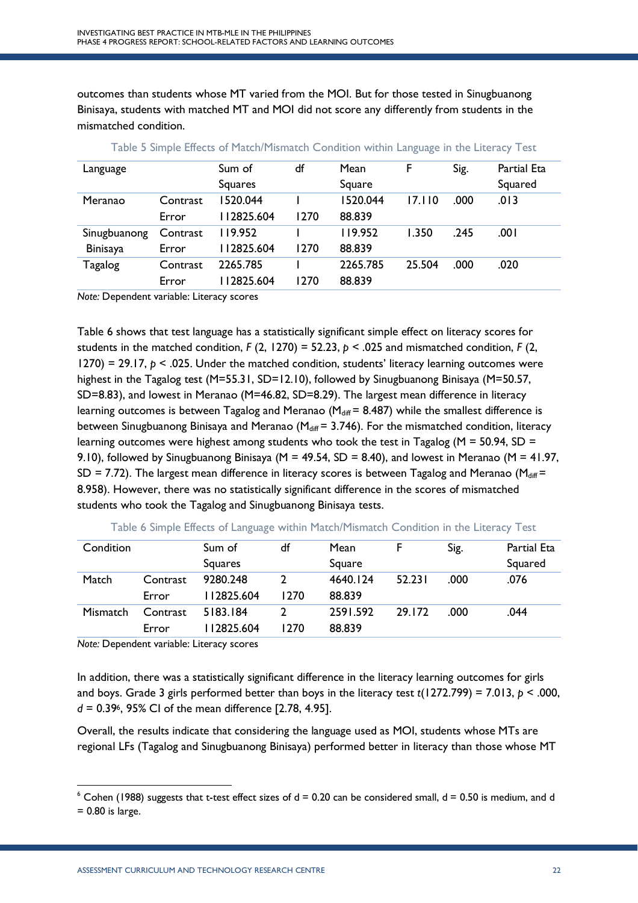outcomes than students whose MT varied from the MOI. But for those tested in Sinugbuanong Binisaya, students with matched MT and MOI did not score any differently from students in the mismatched condition.

Table 5 Simple Effects of Match/Mismatch Condition within Language in the Literacy Test

| Language | | Sum of Squares | df | Mean Square | F | Sig. | Partial Eta Squared |
|---|---|---|---|---|---|---|---|
| Meranao | Contrast | 1520.044 | 1 | 1520.044 | 17.110 | .000 | .013 |
| | Error | 112825.604 | 1270 | 88.839 | | | |
| Sinugbuanong Binisaya | Contrast | 119.952 | 1 | 119.952 | 1.350 | .245 | .001 |
| | Error | 112825.604 | 1270 | 88.839 | | | |
| Tagalog | Contrast | 2265.785 | 1 | 2265.785 | 25.504 | .000 | .020 |
| | Error | 112825.604 | 1270 | 88.839 | | | |

*Note:* Dependent variable: Literacy scores

Table 6 shows that test language has a statistically significant simple effect on literacy scores for students in the matched condition, $F$ (2, 1270) = 52.23, $p$ < .025 and mismatched condition, $F$ (2, 1270) = 29.17, $p$ < .025. Under the matched condition, students' literacy learning outcomes were highest in the Tagalog test (M=55.31, SD=12.10), followed by Sinugbuanong Binisaya (M=50.57, SD=8.83), and lowest in Meranao (M=46.82, SD=8.29). The largest mean difference in literacy learning outcomes is between Tagalog and Meranao ($M_{diff}$ = 8.487) while the smallest difference is between Sinugbuanong Binisaya and Meranao ($M_{diff}$ = 3.746). For the mismatched condition, literacy learning outcomes were highest among students who took the test in Tagalog (M = 50.94, SD = 9.10), followed by Sinugbuanong Binisaya (M = 49.54, SD = 8.40), and lowest in Meranao (M = 41.97, SD = 7.72). The largest mean difference in literacy scores is between Tagalog and Meranao ($M_{diff}$ = 8.958). However, there was no statistically significant difference in the scores of mismatched students who took the Tagalog and Sinugbuanong Binisaya tests.

Table 6 Simple Effects of Language within Match/Mismatch Condition in the Literacy Test

| Condition | | Sum of Squares | df | Mean Square | F | Sig. | Partial Eta Squared |
|---|---|---|---|---|---|---|---|
| Match | Contrast | 9280.248 | 2 | 4640.124 | 52.231 | .000 | .076 |
| | Error | 112825.604 | 1270 | 88.839 | | | |
| Mismatch | Contrast | 5183.184 | 2 | 2591.592 | 29.172 | .000 | .044 |
| | Error | 112825.604 | 1270 | 88.839 | | | |

*Note:* Dependent variable: Literacy scores

In addition, there was a statistically significant difference in the literacy learning outcomes for girls and boys. Grade 3 girls performed better than boys in the literacy test $t$(1272.799) = 7.013, $p$ < .000, $d$ = 0.39[6], 95% CI of the mean difference [2.78, 4.95].

Overall, the results indicate that considering the language used as MOI, students whose MTs are regional LFs (Tagalog and Sinugbuanong Binisaya) performed better in literacy than those whose MT

---

[6] Cohen (1988) suggests that t-test effect sizes of d = 0.20 can be considered small, d = 0.50 is medium, and d = 0.80 is large.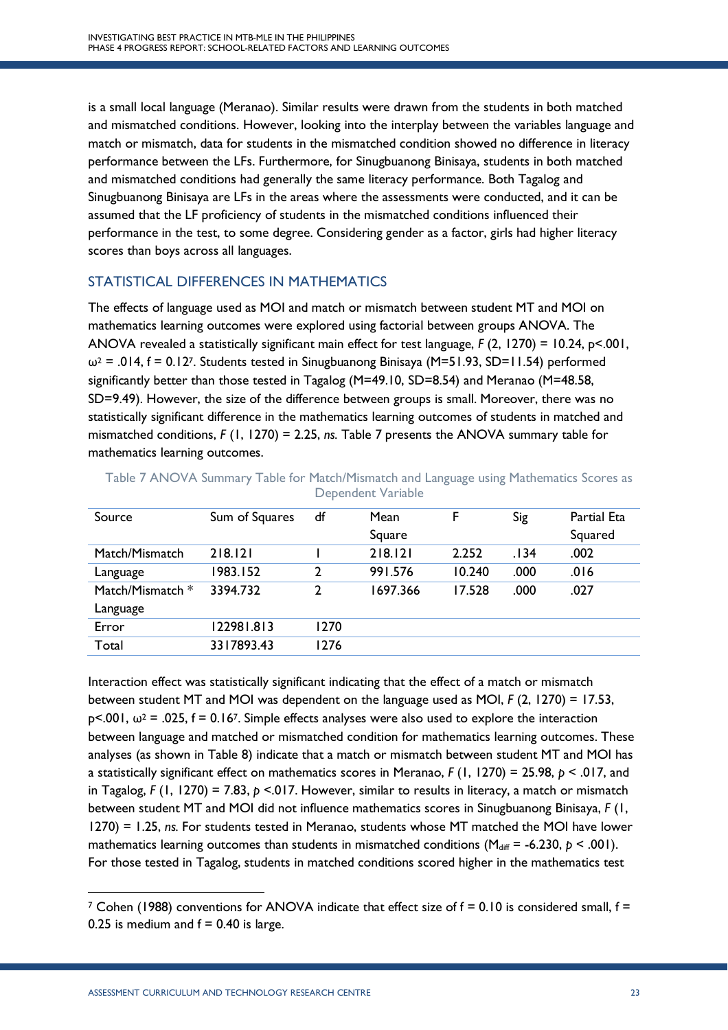is a small local language (Meranao). Similar results were drawn from the students in both matched and mismatched conditions. However, looking into the interplay between the variables language and match or mismatch, data for students in the mismatched condition showed no difference in literacy performance between the LFs. Furthermore, for Sinugbuanong Binisaya, students in both matched and mismatched conditions had generally the same literacy performance. Both Tagalog and Sinugbuanong Binisaya are LFs in the areas where the assessments were conducted, and it can be assumed that the LF proficiency of students in the mismatched conditions influenced their performance in the test, to some degree. Considering gender as a factor, girls had higher literacy scores than boys across all languages.

## STATISTICAL DIFFERENCES IN MATHEMATICS

The effects of language used as MOI and match or mismatch between student MT and MOI on mathematics learning outcomes were explored using factorial between groups ANOVA. The ANOVA revealed a statistically significant main effect for test language, $F$ (2, 1270) = 10.24, $p<.001$, $\omega^2 = .014$, f = 0.12[7]. Students tested in Sinugbuanong Binisaya (M=51.93, SD=11.54) performed significantly better than those tested in Tagalog (M=49.10, SD=8.54) and Meranao (M=48.58, SD=9.49). However, the size of the difference between groups is small. Moreover, there was no statistically significant difference in the mathematics learning outcomes of students in matched and mismatched conditions, $F$ (1, 1270) = 2.25, *ns.* Table 7 presents the ANOVA summary table for mathematics learning outcomes.

Table 7 ANOVA Summary Table for Match/Mismatch and Language using Mathematics Scores as Dependent Variable

| Source | Sum of Squares | df | Mean Square | F | Sig | Partial Eta Squared |
|---|---|---|---|---|---|---|
| Match/Mismatch | 218.121 | 1 | 218.121 | 2.252 | .134 | .002 |
| Language | 1983.152 | 2 | 991.576 | 10.240 | .000 | .016 |
| Match/Mismatch * Language | 3394.732 | 2 | 1697.366 | 17.528 | .000 | .027 |
| Error | 122981.813 | 1270 | | | | |
| Total | 3317893.43 | 1276 | | | | |

Interaction effect was statistically significant indicating that the effect of a match or mismatch between student MT and MOI was dependent on the language used as MOI, $F$ (2, 1270) = 17.53, $p<.001$, $\omega^2 = .025$, f = 0.16[7]. Simple effects analyses were also used to explore the interaction between language and matched or mismatched condition for mathematics learning outcomes. These analyses (as shown in Table 8) indicate that a match or mismatch between student MT and MOI has a statistically significant effect on mathematics scores in Meranao, $F$ (1, 1270) = 25.98, $p < .017$, and in Tagalog, $F$ (1, 1270) = 7.83, $p < .017$. However, similar to results in literacy, a match or mismatch between student MT and MOI did not influence mathematics scores in Sinugbuanong Binisaya, $F$ (1, 1270) = 1.25, *ns.* For students tested in Meranao, students whose MT matched the MOI have lower mathematics learning outcomes than students in mismatched conditions ($M_{diff} = -6.230$, $p < .001$). For those tested in Tagalog, students in matched conditions scored higher in the mathematics test

[7] Cohen (1988) conventions for ANOVA indicate that effect size of f = 0.10 is considered small, f = 0.25 is medium and f = 0.40 is large.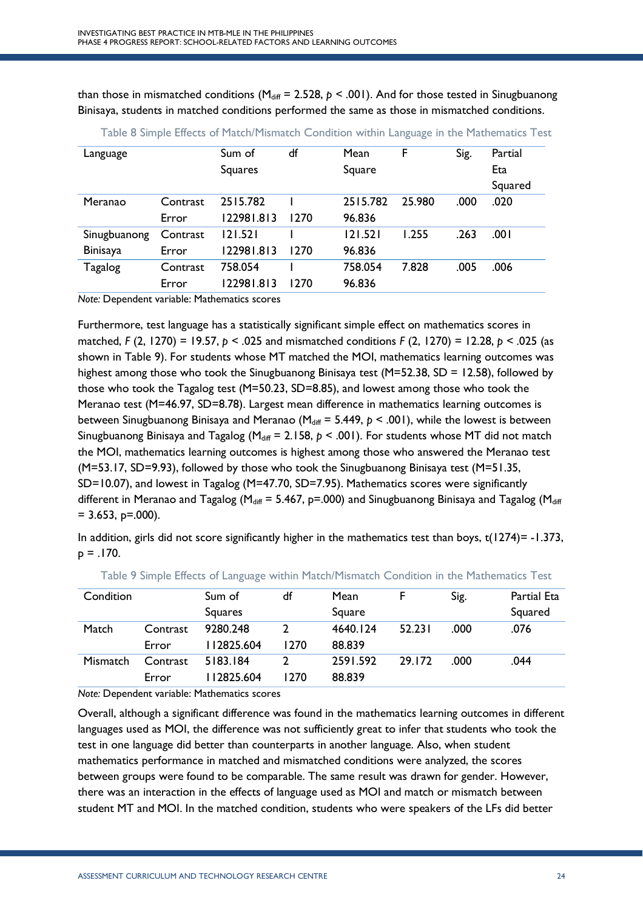than those in mismatched conditions ($M_{diff}$ = 2.528, $p$ < .001). And for those tested in Sinugbuanong Binisaya, students in matched conditions performed the same as those in mismatched conditions.

Table 8 Simple Effects of Match/Mismatch Condition within Language in the Mathematics Test

| Language | | Sum of Squares | df | Mean Square | F | Sig. | Partial Eta Squared |
|---|---|---|---|---|---|---|---|
| Meranao | Contrast | 2515.782 | 1 | 2515.782 | 25.980 | .000 | .020 |
| | Error | 122981.813 | 1270 | 96.836 | | | |
| Sinugbuanong Binisaya | Contrast | 121.521 | 1 | 121.521 | 1.255 | .263 | .001 |
| | Error | 122981.813 | 1270 | 96.836 | | | |
| Tagalog | Contrast | 758.054 | 1 | 758.054 | 7.828 | .005 | .006 |
| | Error | 122981.813 | 1270 | 96.836 | | | |

*Note:* Dependent variable: Mathematics scores

Furthermore, test language has a statistically significant simple effect on mathematics scores in matched, $F$ (2, 1270) = 19.57, $p$ < .025 and mismatched conditions $F$ (2, 1270) = 12.28, $p$ < .025 (as shown in Table 9). For students whose MT matched the MOI, mathematics learning outcomes was highest among those who took the Sinugbuanong Binisaya test (M=52.38, SD = 12.58), followed by those who took the Tagalog test (M=50.23, SD=8.85), and lowest among those who took the Meranao test (M=46.97, SD=8.78). Largest mean difference in mathematics learning outcomes is between Sinugbuanong Binisaya and Meranao ($M_{diff}$ = 5.449, $p$ < .001), while the lowest is between Sinugbuanong Binisaya and Tagalog ($M_{diff}$ = 2.158, $p$ < .001). For students whose MT did not match the MOI, mathematics learning outcomes is highest among those who answered the Meranao test (M=53.17, SD=9.93), followed by those who took the Sinugbuanong Binisaya test (M=51.35, SD=10.07), and lowest in Tagalog (M=47.70, SD=7.95). Mathematics scores were significantly different in Meranao and Tagalog ($M_{diff}$ = 5.467, p=.000) and Sinugbuanong Binisaya and Tagalog ($M_{diff}$ = 3.653, p=.000).

In addition, girls did not score significantly higher in the mathematics test than boys, t(1274)= -1.373, p = .170.

Table 9 Simple Effects of Language within Match/Mismatch Condition in the Mathematics Test

| Condition | | Sum of Squares | df | Mean Square | F | Sig. | Partial Eta Squared |
|---|---|---|---|---|---|---|---|
| Match | Contrast | 9280.248 | 2 | 4640.124 | 52.231 | .000 | .076 |
| | Error | 112825.604 | 1270 | 88.839 | | | |
| Mismatch | Contrast | 5183.184 | 2 | 2591.592 | 29.172 | .000 | .044 |
| | Error | 112825.604 | 1270 | 88.839 | | | |

*Note:* Dependent variable: Mathematics scores

Overall, although a significant difference was found in the mathematics learning outcomes in different languages used as MOI, the difference was not sufficiently great to infer that students who took the test in one language did better than counterparts in another language. Also, when student mathematics performance in matched and mismatched conditions were analyzed, the scores between groups were found to be comparable. The same result was drawn for gender. However, there was an interaction in the effects of language used as MOI and match or mismatch between student MT and MOI. In the matched condition, students who were speakers of the LFs did better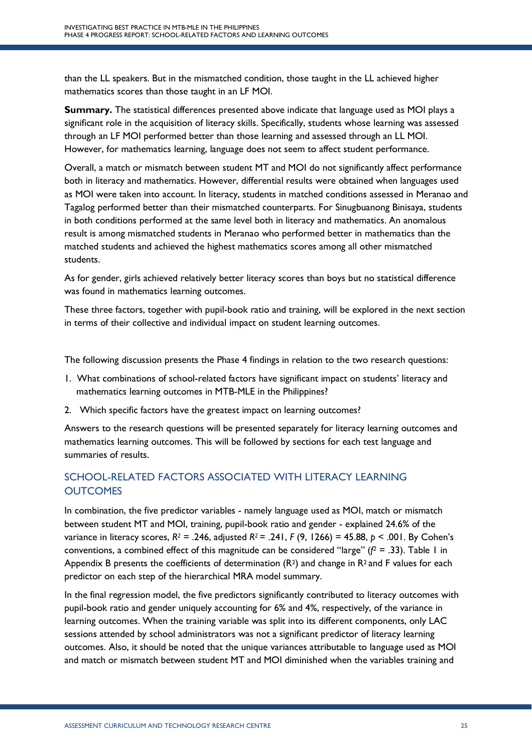than the LL speakers. But in the mismatched condition, those taught in the LL achieved higher mathematics scores than those taught in an LF MOI.

**Summary.** The statistical differences presented above indicate that language used as MOI plays a significant role in the acquisition of literacy skills. Specifically, students whose learning was assessed through an LF MOI performed better than those learning and assessed through an LL MOI. However, for mathematics learning, language does not seem to affect student performance.

Overall, a match or mismatch between student MT and MOI do not significantly affect performance both in literacy and mathematics. However, differential results were obtained when languages used as MOI were taken into account. In literacy, students in matched conditions assessed in Meranao and Tagalog performed better than their mismatched counterparts. For Sinugbuanong Binisaya, students in both conditions performed at the same level both in literacy and mathematics. An anomalous result is among mismatched students in Meranao who performed better in mathematics than the matched students and achieved the highest mathematics scores among all other mismatched students.

As for gender, girls achieved relatively better literacy scores than boys but no statistical difference was found in mathematics learning outcomes.

These three factors, together with pupil-book ratio and training, will be explored in the next section in terms of their collective and individual impact on student learning outcomes.

The following discussion presents the Phase 4 findings in relation to the two research questions:

1. What combinations of school-related factors have significant impact on students' literacy and mathematics learning outcomes in MTB-MLE in the Philippines?
2. Which specific factors have the greatest impact on learning outcomes?

Answers to the research questions will be presented separately for literacy learning outcomes and mathematics learning outcomes. This will be followed by sections for each test language and summaries of results.

## SCHOOL-RELATED FACTORS ASSOCIATED WITH LITERACY LEARNING OUTCOMES

In combination, the five predictor variables - namely language used as MOI, match or mismatch between student MT and MOI, training, pupil-book ratio and gender - explained 24.6% of the variance in literacy scores, $R^2 = .246$, adjusted $R^2 = .241$, $F(9, 1266) = 45.88$, $p < .001$. By Cohen's conventions, a combined effect of this magnitude can be considered "large" ($f^2 = .33$). Table 1 in Appendix B presents the coefficients of determination ($R^2$) and change in $R^2$ and F values for each predictor on each step of the hierarchical MRA model summary.

In the final regression model, the five predictors significantly contributed to literacy outcomes with pupil-book ratio and gender uniquely accounting for 6% and 4%, respectively, of the variance in learning outcomes. When the training variable was split into its different components, only LAC sessions attended by school administrators was not a significant predictor of literacy learning outcomes. Also, it should be noted that the unique variances attributable to language used as MOI and match or mismatch between student MT and MOI diminished when the variables training and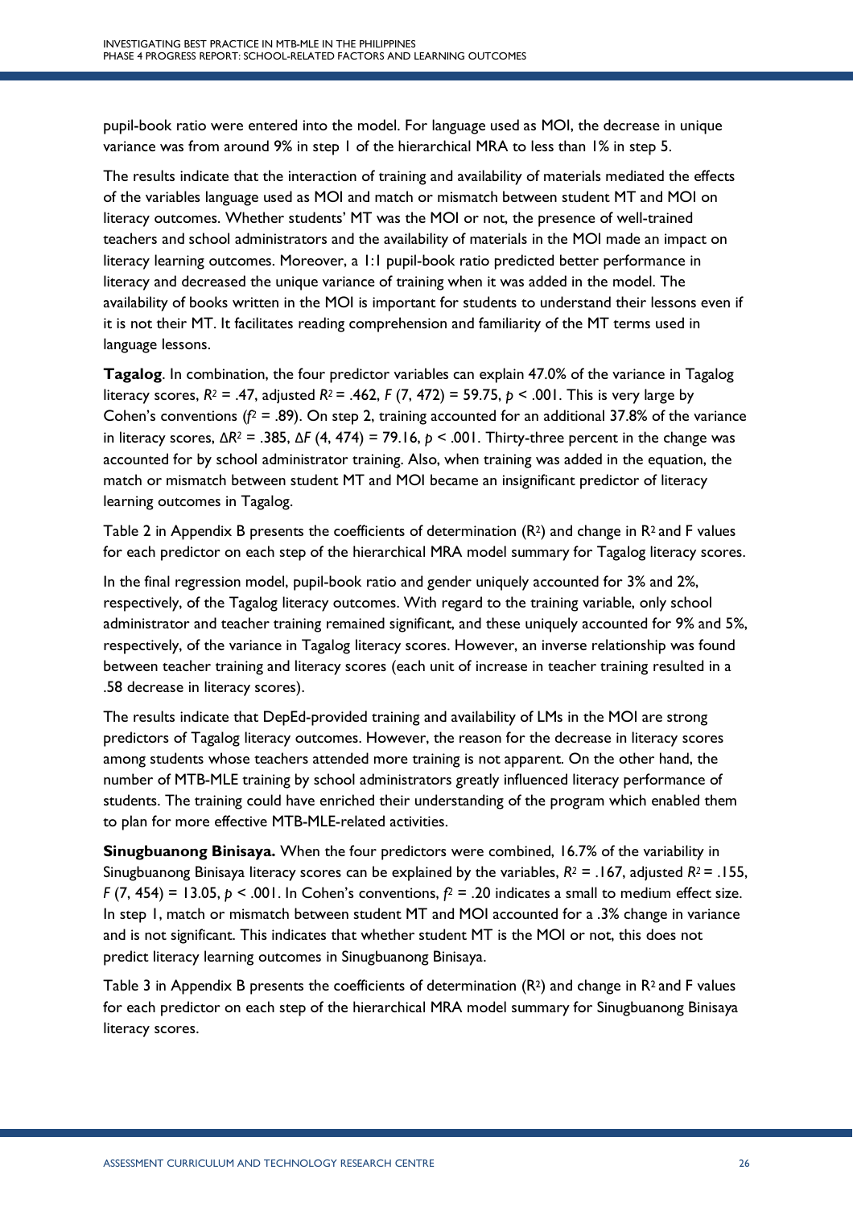pupil-book ratio were entered into the model. For language used as MOI, the decrease in unique variance was from around 9% in step 1 of the hierarchical MRA to less than 1% in step 5.

The results indicate that the interaction of training and availability of materials mediated the effects of the variables language used as MOI and match or mismatch between student MT and MOI on literacy outcomes. Whether students' MT was the MOI or not, the presence of well-trained teachers and school administrators and the availability of materials in the MOI made an impact on literacy learning outcomes. Moreover, a 1:1 pupil-book ratio predicted better performance in literacy and decreased the unique variance of training when it was added in the model. The availability of books written in the MOI is important for students to understand their lessons even if it is not their MT. It facilitates reading comprehension and familiarity of the MT terms used in language lessons.

**Tagalog**. In combination, the four predictor variables can explain 47.0% of the variance in Tagalog literacy scores, $R^2 = .47$, adjusted $R^2 = .462$, $F$ (7, 472) = 59.75, $p < .001$. This is very large by Cohen's conventions ($f^2 = .89$). On step 2, training accounted for an additional 37.8% of the variance in literacy scores, $\Delta R^2 = .385$, $\Delta F$ (4, 474) = 79.16, $p < .001$. Thirty-three percent in the change was accounted for by school administrator training. Also, when training was added in the equation, the match or mismatch between student MT and MOI became an insignificant predictor of literacy learning outcomes in Tagalog.

Table 2 in Appendix B presents the coefficients of determination ($R^2$) and change in $R^2$ and F values for each predictor on each step of the hierarchical MRA model summary for Tagalog literacy scores.

In the final regression model, pupil-book ratio and gender uniquely accounted for 3% and 2%, respectively, of the Tagalog literacy outcomes. With regard to the training variable, only school administrator and teacher training remained significant, and these uniquely accounted for 9% and 5%, respectively, of the variance in Tagalog literacy scores. However, an inverse relationship was found between teacher training and literacy scores (each unit of increase in teacher training resulted in a .58 decrease in literacy scores).

The results indicate that DepEd-provided training and availability of LMs in the MOI are strong predictors of Tagalog literacy outcomes. However, the reason for the decrease in literacy scores among students whose teachers attended more training is not apparent. On the other hand, the number of MTB-MLE training by school administrators greatly influenced literacy performance of students. The training could have enriched their understanding of the program which enabled them to plan for more effective MTB-MLE-related activities.

**Sinugbuanong Binisaya.** When the four predictors were combined, 16.7% of the variability in Sinugbuanong Binisaya literacy scores can be explained by the variables, $R^2 = .167$, adjusted $R^2 = .155$, $F$ (7, 454) = 13.05, $p < .001$. In Cohen's conventions, $f^2 = .20$ indicates a small to medium effect size. In step 1, match or mismatch between student MT and MOI accounted for a .3% change in variance and is not significant. This indicates that whether student MT is the MOI or not, this does not predict literacy learning outcomes in Sinugbuanong Binisaya.

Table 3 in Appendix B presents the coefficients of determination ($R^2$) and change in $R^2$ and F values for each predictor on each step of the hierarchical MRA model summary for Sinugbuanong Binisaya literacy scores.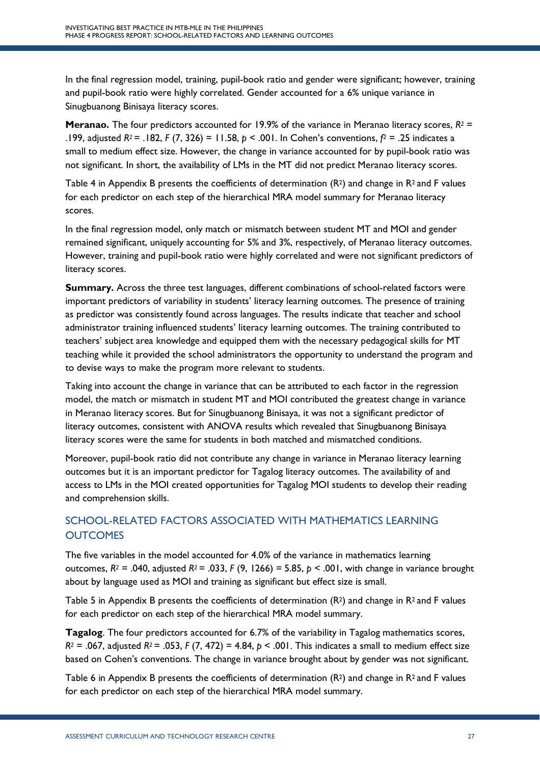In the final regression model, training, pupil-book ratio and gender were significant; however, training and pupil-book ratio were highly correlated. Gender accounted for a 6% unique variance in Sinugbuanong Binisaya literacy scores.

**Meranao.** The four predictors accounted for 19.9% of the variance in Meranao literacy scores, $R^2$ = .199, adjusted $R^2$ = .182, $F$ (7, 326) = 11.58, $p$ < .001. In Cohen's conventions, $f^2$ = .25 indicates a small to medium effect size. However, the change in variance accounted for by pupil-book ratio was not significant. In short, the availability of LMs in the MT did not predict Meranao literacy scores.

Table 4 in Appendix B presents the coefficients of determination ($R^2$) and change in $R^2$ and F values for each predictor on each step of the hierarchical MRA model summary for Meranao literacy scores.

In the final regression model, only match or mismatch between student MT and MOI and gender remained significant, uniquely accounting for 5% and 3%, respectively, of Meranao literacy outcomes. However, training and pupil-book ratio were highly correlated and were not significant predictors of literacy scores.

**Summary.** Across the three test languages, different combinations of school-related factors were important predictors of variability in students' literacy learning outcomes. The presence of training as predictor was consistently found across languages. The results indicate that teacher and school administrator training influenced students' literacy learning outcomes. The training contributed to teachers' subject area knowledge and equipped them with the necessary pedagogical skills for MT teaching while it provided the school administrators the opportunity to understand the program and to devise ways to make the program more relevant to students.

Taking into account the change in variance that can be attributed to each factor in the regression model, the match or mismatch in student MT and MOI contributed the greatest change in variance in Meranao literacy scores. But for Sinugbuanong Binisaya, it was not a significant predictor of literacy outcomes, consistent with ANOVA results which revealed that Sinugbuanong Binisaya literacy scores were the same for students in both matched and mismatched conditions.

Moreover, pupil-book ratio did not contribute any change in variance in Meranao literacy learning outcomes but it is an important predictor for Tagalog literacy outcomes. The availability of and access to LMs in the MOI created opportunities for Tagalog MOI students to develop their reading and comprehension skills.

## SCHOOL-RELATED FACTORS ASSOCIATED WITH MATHEMATICS LEARNING OUTCOMES

The five variables in the model accounted for 4.0% of the variance in mathematics learning outcomes, $R^2$ = .040, adjusted $R^2$ = .033, $F$ (9, 1266) = 5.85, $p$ < .001, with change in variance brought about by language used as MOI and training as significant but effect size is small.

Table 5 in Appendix B presents the coefficients of determination ($R^2$) and change in $R^2$ and F values for each predictor on each step of the hierarchical MRA model summary.

**Tagalog**. The four predictors accounted for 6.7% of the variability in Tagalog mathematics scores, $R^2$ = .067, adjusted $R^2$ = .053, $F$ (7, 472) = 4.84, $p$ < .001. This indicates a small to medium effect size based on Cohen's conventions. The change in variance brought about by gender was not significant.

Table 6 in Appendix B presents the coefficients of determination ($R^2$) and change in $R^2$ and F values for each predictor on each step of the hierarchical MRA model summary.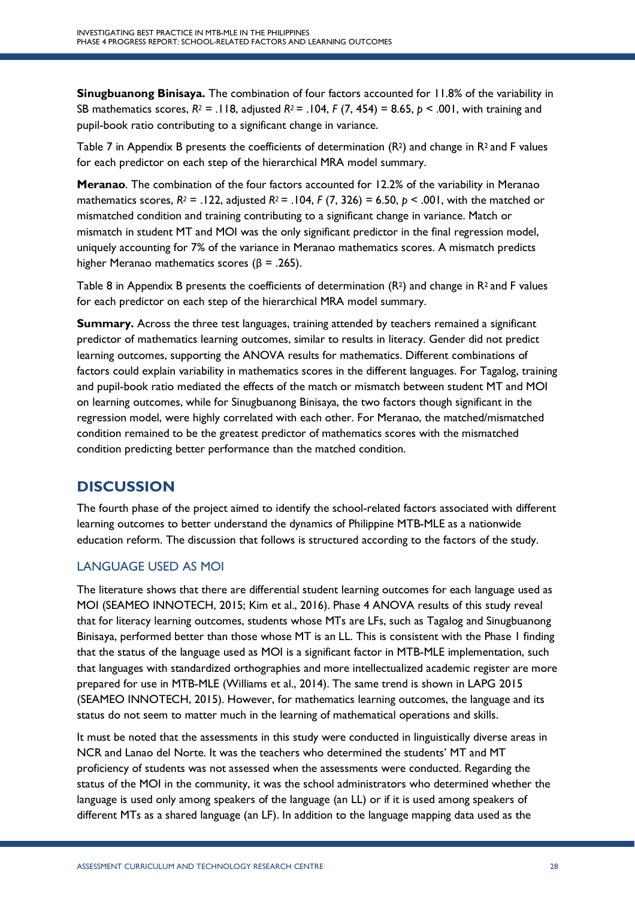**Sinugbuanong Binisaya.** The combination of four factors accounted for 11.8% of the variability in SB mathematics scores, $R^2 = .118$, adjusted $R^2 = .104$, $F(7, 454) = 8.65$, $p < .001$, with training and pupil-book ratio contributing to a significant change in variance.

Table 7 in Appendix B presents the coefficients of determination ($R^2$) and change in $R^2$ and F values for each predictor on each step of the hierarchical MRA model summary.

**Meranao**. The combination of the four factors accounted for 12.2% of the variability in Meranao mathematics scores, $R^2 = .122$, adjusted $R^2 = .104$, $F(7, 326) = 6.50$, $p < .001$, with the matched or mismatched condition and training contributing to a significant change in variance. Match or mismatch in student MT and MOI was the only significant predictor in the final regression model, uniquely accounting for 7% of the variance in Meranao mathematics scores. A mismatch predicts higher Meranao mathematics scores ($\beta = .265$).

Table 8 in Appendix B presents the coefficients of determination ($R^2$) and change in $R^2$ and F values for each predictor on each step of the hierarchical MRA model summary.

**Summary.** Across the three test languages, training attended by teachers remained a significant predictor of mathematics learning outcomes, similar to results in literacy. Gender did not predict learning outcomes, supporting the ANOVA results for mathematics. Different combinations of factors could explain variability in mathematics scores in the different languages. For Tagalog, training and pupil-book ratio mediated the effects of the match or mismatch between student MT and MOI on learning outcomes, while for Sinugbuanong Binisaya, the two factors though significant in the regression model, were highly correlated with each other. For Meranao, the matched/mismatched condition remained to be the greatest predictor of mathematics scores with the mismatched condition predicting better performance than the matched condition.

## DISCUSSION

The fourth phase of the project aimed to identify the school-related factors associated with different learning outcomes to better understand the dynamics of Philippine MTB-MLE as a nationwide education reform. The discussion that follows is structured according to the factors of the study.

### LANGUAGE USED AS MOI

The literature shows that there are differential student learning outcomes for each language used as MOI (SEAMEO INNOTECH, 2015; Kim et al., 2016). Phase 4 ANOVA results of this study reveal that for literacy learning outcomes, students whose MTs are LFs, such as Tagalog and Sinugbuanong Binisaya, performed better than those whose MT is an LL. This is consistent with the Phase 1 finding that the status of the language used as MOI is a significant factor in MTB-MLE implementation, such that languages with standardized orthographies and more intellectualized academic register are more prepared for use in MTB-MLE (Williams et al., 2014). The same trend is shown in LAPG 2015 (SEAMEO INNOTECH, 2015). However, for mathematics learning outcomes, the language and its status do not seem to matter much in the learning of mathematical operations and skills.

It must be noted that the assessments in this study were conducted in linguistically diverse areas in NCR and Lanao del Norte. It was the teachers who determined the students' MT and MT proficiency of students was not assessed when the assessments were conducted. Regarding the status of the MOI in the community, it was the school administrators who determined whether the language is used only among speakers of the language (an LL) or if it is used among speakers of different MTs as a shared language (an LF). In addition to the language mapping data used as the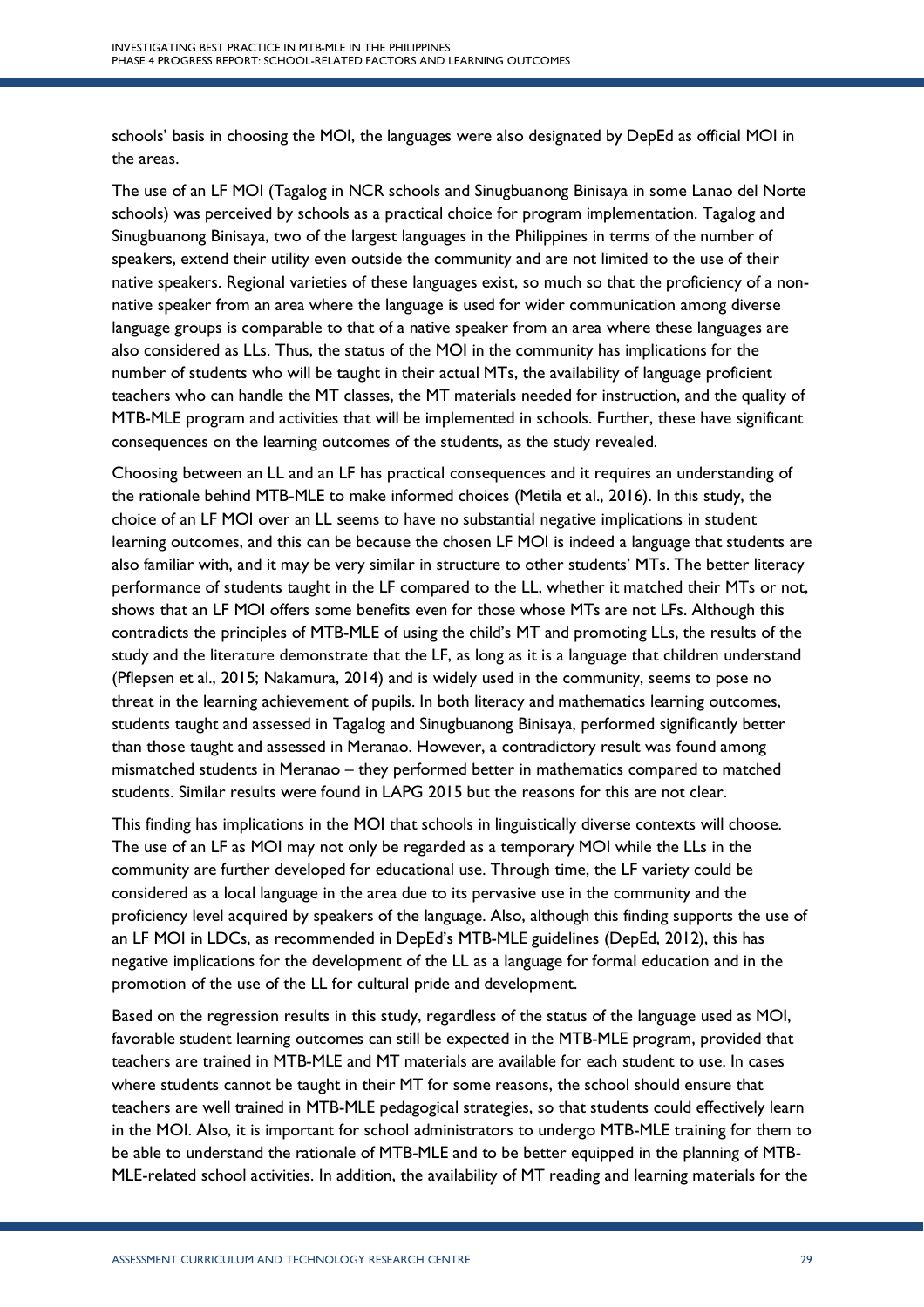schools' basis in choosing the MOI, the languages were also designated by DepEd as official MOI in the areas.

The use of an LF MOI (Tagalog in NCR schools and Sinugbuanong Binisaya in some Lanao del Norte schools) was perceived by schools as a practical choice for program implementation. Tagalog and Sinugbuanong Binisaya, two of the largest languages in the Philippines in terms of the number of speakers, extend their utility even outside the community and are not limited to the use of their native speakers. Regional varieties of these languages exist, so much so that the proficiency of a non-native speaker from an area where the language is used for wider communication among diverse language groups is comparable to that of a native speaker from an area where these languages are also considered as LLs. Thus, the status of the MOI in the community has implications for the number of students who will be taught in their actual MTs, the availability of language proficient teachers who can handle the MT classes, the MT materials needed for instruction, and the quality of MTB-MLE program and activities that will be implemented in schools. Further, these have significant consequences on the learning outcomes of the students, as the study revealed.

Choosing between an LL and an LF has practical consequences and it requires an understanding of the rationale behind MTB-MLE to make informed choices (Metila et al., 2016). In this study, the choice of an LF MOI over an LL seems to have no substantial negative implications in student learning outcomes, and this can be because the chosen LF MOI is indeed a language that students are also familiar with, and it may be very similar in structure to other students' MTs. The better literacy performance of students taught in the LF compared to the LL, whether it matched their MTs or not, shows that an LF MOI offers some benefits even for those whose MTs are not LFs. Although this contradicts the principles of MTB-MLE of using the child's MT and promoting LLs, the results of the study and the literature demonstrate that the LF, as long as it is a language that children understand (Pflepsen et al., 2015; Nakamura, 2014) and is widely used in the community, seems to pose no threat in the learning achievement of pupils. In both literacy and mathematics learning outcomes, students taught and assessed in Tagalog and Sinugbuanong Binisaya, performed significantly better than those taught and assessed in Meranao. However, a contradictory result was found among mismatched students in Meranao – they performed better in mathematics compared to matched students. Similar results were found in LAPG 2015 but the reasons for this are not clear.

This finding has implications in the MOI that schools in linguistically diverse contexts will choose. The use of an LF as MOI may not only be regarded as a temporary MOI while the LLs in the community are further developed for educational use. Through time, the LF variety could be considered as a local language in the area due to its pervasive use in the community and the proficiency level acquired by speakers of the language. Also, although this finding supports the use of an LF MOI in LDCs, as recommended in DepEd's MTB-MLE guidelines (DepEd, 2012), this has negative implications for the development of the LL as a language for formal education and in the promotion of the use of the LL for cultural pride and development.

Based on the regression results in this study, regardless of the status of the language used as MOI, favorable student learning outcomes can still be expected in the MTB-MLE program, provided that teachers are trained in MTB-MLE and MT materials are available for each student to use. In cases where students cannot be taught in their MT for some reasons, the school should ensure that teachers are well trained in MTB-MLE pedagogical strategies, so that students could effectively learn in the MOI. Also, it is important for school administrators to undergo MTB-MLE training for them to be able to understand the rationale of MTB-MLE and to be better equipped in the planning of MTB-MLE-related school activities. In addition, the availability of MT reading and learning materials for the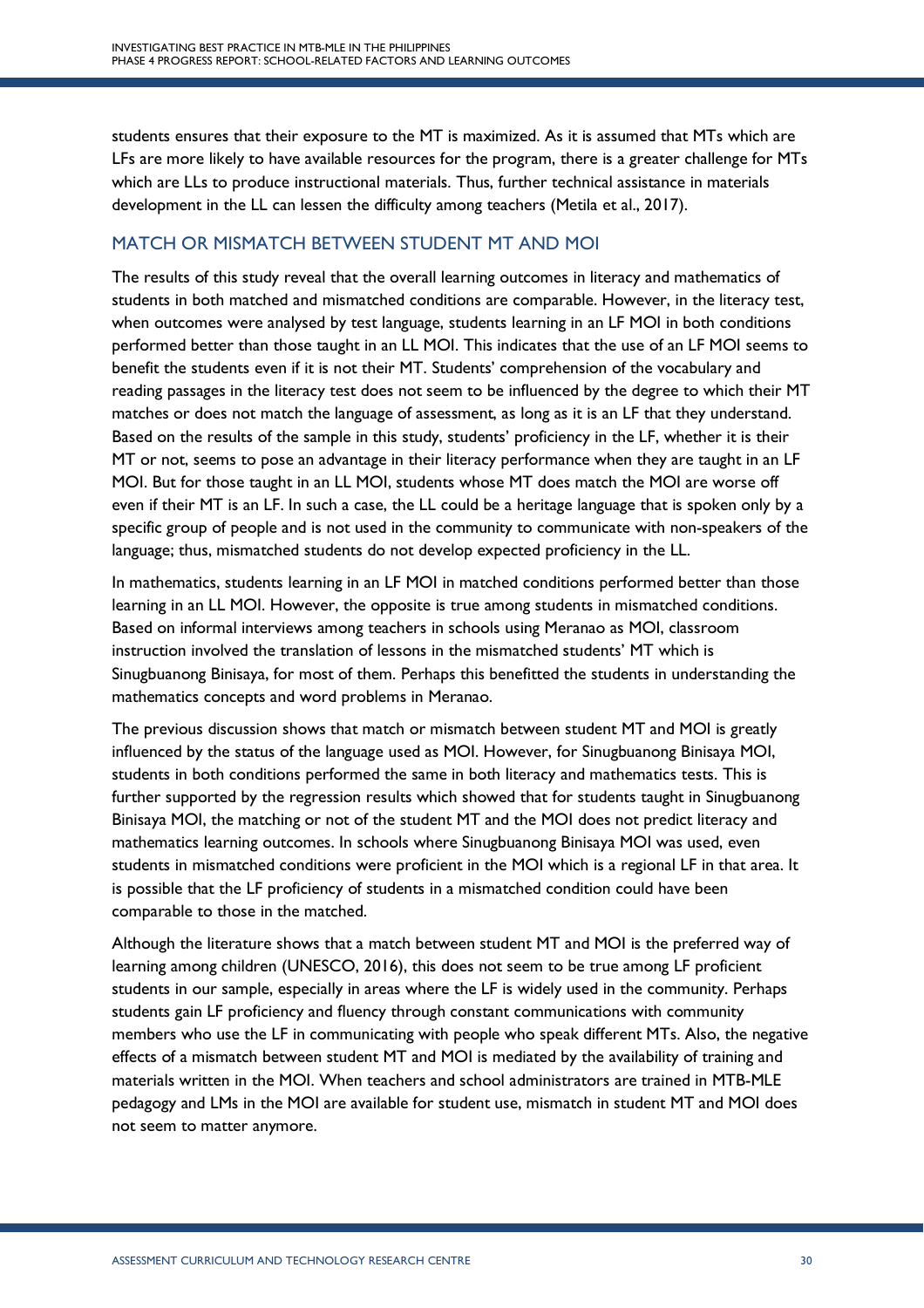students ensures that their exposure to the MT is maximized. As it is assumed that MTs which are LFs are more likely to have available resources for the program, there is a greater challenge for MTs which are LLs to produce instructional materials. Thus, further technical assistance in materials development in the LL can lessen the difficulty among teachers (Metila et al., 2017).

## MATCH OR MISMATCH BETWEEN STUDENT MT AND MOI

The results of this study reveal that the overall learning outcomes in literacy and mathematics of students in both matched and mismatched conditions are comparable. However, in the literacy test, when outcomes were analysed by test language, students learning in an LF MOI in both conditions performed better than those taught in an LL MOI. This indicates that the use of an LF MOI seems to benefit the students even if it is not their MT. Students' comprehension of the vocabulary and reading passages in the literacy test does not seem to be influenced by the degree to which their MT matches or does not match the language of assessment, as long as it is an LF that they understand. Based on the results of the sample in this study, students' proficiency in the LF, whether it is their MT or not, seems to pose an advantage in their literacy performance when they are taught in an LF MOI. But for those taught in an LL MOI, students whose MT does match the MOI are worse off even if their MT is an LF. In such a case, the LL could be a heritage language that is spoken only by a specific group of people and is not used in the community to communicate with non-speakers of the language; thus, mismatched students do not develop expected proficiency in the LL.

In mathematics, students learning in an LF MOI in matched conditions performed better than those learning in an LL MOI. However, the opposite is true among students in mismatched conditions. Based on informal interviews among teachers in schools using Meranao as MOI, classroom instruction involved the translation of lessons in the mismatched students' MT which is Sinugbuanong Binisaya, for most of them. Perhaps this benefitted the students in understanding the mathematics concepts and word problems in Meranao.

The previous discussion shows that match or mismatch between student MT and MOI is greatly influenced by the status of the language used as MOI. However, for Sinugbuanong Binisaya MOI, students in both conditions performed the same in both literacy and mathematics tests. This is further supported by the regression results which showed that for students taught in Sinugbuanong Binisaya MOI, the matching or not of the student MT and the MOI does not predict literacy and mathematics learning outcomes. In schools where Sinugbuanong Binisaya MOI was used, even students in mismatched conditions were proficient in the MOI which is a regional LF in that area. It is possible that the LF proficiency of students in a mismatched condition could have been comparable to those in the matched.

Although the literature shows that a match between student MT and MOI is the preferred way of learning among children (UNESCO, 2016), this does not seem to be true among LF proficient students in our sample, especially in areas where the LF is widely used in the community. Perhaps students gain LF proficiency and fluency through constant communications with community members who use the LF in communicating with people who speak different MTs. Also, the negative effects of a mismatch between student MT and MOI is mediated by the availability of training and materials written in the MOI. When teachers and school administrators are trained in MTB-MLE pedagogy and LMs in the MOI are available for student use, mismatch in student MT and MOI does not seem to matter anymore.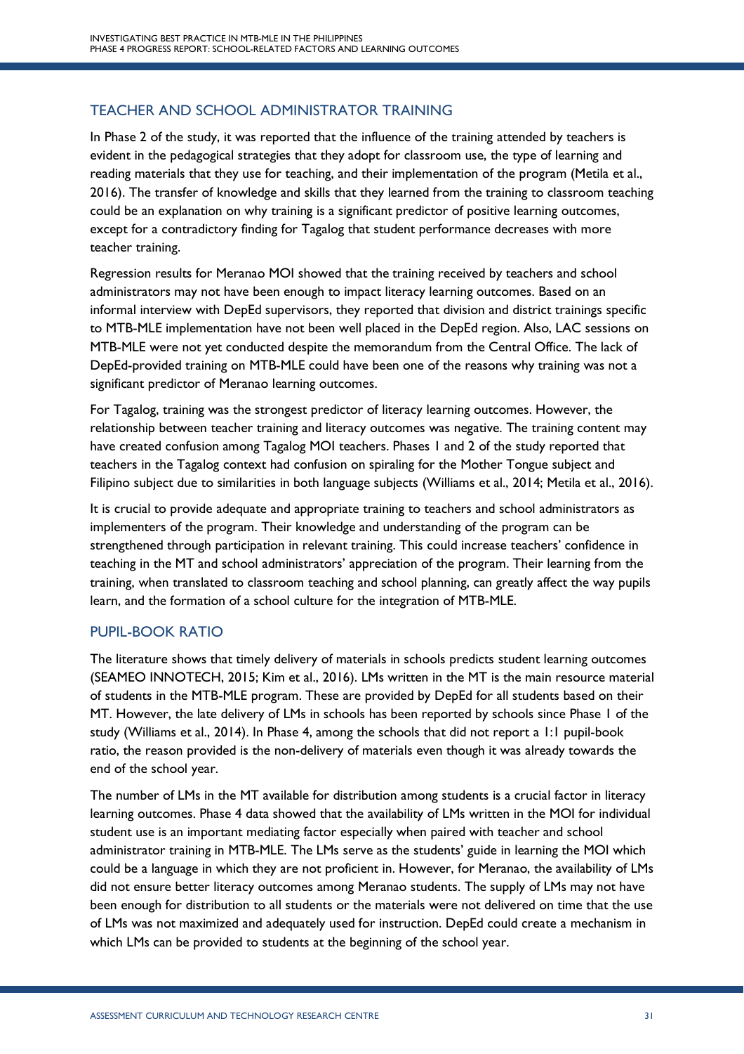## TEACHER AND SCHOOL ADMINISTRATOR TRAINING

In Phase 2 of the study, it was reported that the influence of the training attended by teachers is evident in the pedagogical strategies that they adopt for classroom use, the type of learning and reading materials that they use for teaching, and their implementation of the program (Metila et al., 2016). The transfer of knowledge and skills that they learned from the training to classroom teaching could be an explanation on why training is a significant predictor of positive learning outcomes, except for a contradictory finding for Tagalog that student performance decreases with more teacher training.

Regression results for Meranao MOI showed that the training received by teachers and school administrators may not have been enough to impact literacy learning outcomes. Based on an informal interview with DepEd supervisors, they reported that division and district trainings specific to MTB-MLE implementation have not been well placed in the DepEd region. Also, LAC sessions on MTB-MLE were not yet conducted despite the memorandum from the Central Office. The lack of DepEd-provided training on MTB-MLE could have been one of the reasons why training was not a significant predictor of Meranao learning outcomes.

For Tagalog, training was the strongest predictor of literacy learning outcomes. However, the relationship between teacher training and literacy outcomes was negative. The training content may have created confusion among Tagalog MOI teachers. Phases 1 and 2 of the study reported that teachers in the Tagalog context had confusion on spiraling for the Mother Tongue subject and Filipino subject due to similarities in both language subjects (Williams et al., 2014; Metila et al., 2016).

It is crucial to provide adequate and appropriate training to teachers and school administrators as implementers of the program. Their knowledge and understanding of the program can be strengthened through participation in relevant training. This could increase teachers' confidence in teaching in the MT and school administrators' appreciation of the program. Their learning from the training, when translated to classroom teaching and school planning, can greatly affect the way pupils learn, and the formation of a school culture for the integration of MTB-MLE.

## PUPIL-BOOK RATIO

The literature shows that timely delivery of materials in schools predicts student learning outcomes (SEAMEO INNOTECH, 2015; Kim et al., 2016). LMs written in the MT is the main resource material of students in the MTB-MLE program. These are provided by DepEd for all students based on their MT. However, the late delivery of LMs in schools has been reported by schools since Phase 1 of the study (Williams et al., 2014). In Phase 4, among the schools that did not report a 1:1 pupil-book ratio, the reason provided is the non-delivery of materials even though it was already towards the end of the school year.

The number of LMs in the MT available for distribution among students is a crucial factor in literacy learning outcomes. Phase 4 data showed that the availability of LMs written in the MOI for individual student use is an important mediating factor especially when paired with teacher and school administrator training in MTB-MLE. The LMs serve as the students' guide in learning the MOI which could be a language in which they are not proficient in. However, for Meranao, the availability of LMs did not ensure better literacy outcomes among Meranao students. The supply of LMs may not have been enough for distribution to all students or the materials were not delivered on time that the use of LMs was not maximized and adequately used for instruction. DepEd could create a mechanism in which LMs can be provided to students at the beginning of the school year.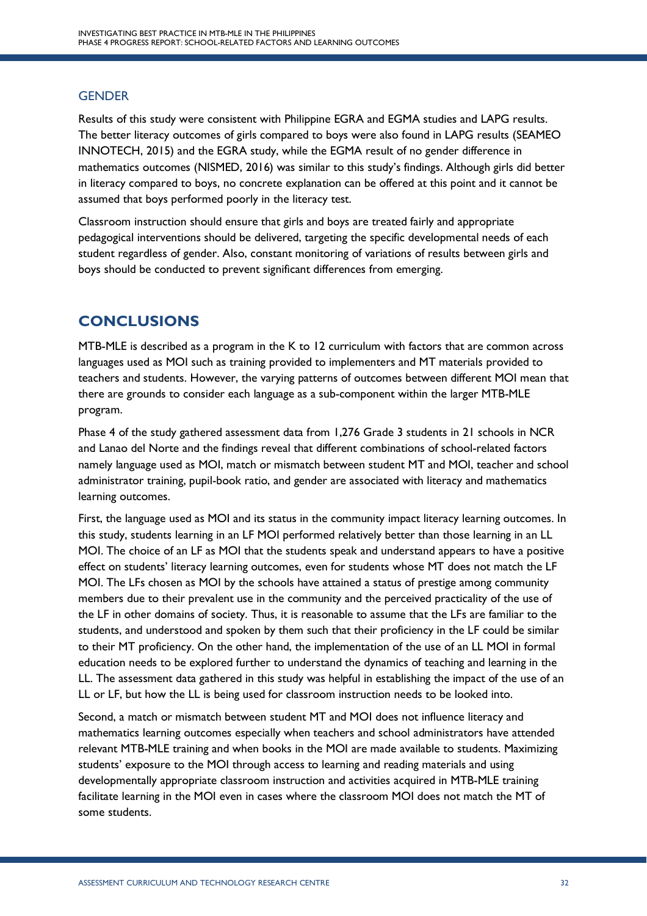### GENDER

Results of this study were consistent with Philippine EGRA and EGMA studies and LAPG results. The better literacy outcomes of girls compared to boys were also found in LAPG results (SEAMEO INNOTECH, 2015) and the EGRA study, while the EGMA result of no gender difference in mathematics outcomes (NISMED, 2016) was similar to this study's findings. Although girls did better in literacy compared to boys, no concrete explanation can be offered at this point and it cannot be assumed that boys performed poorly in the literacy test.

Classroom instruction should ensure that girls and boys are treated fairly and appropriate pedagogical interventions should be delivered, targeting the specific developmental needs of each student regardless of gender. Also, constant monitoring of variations of results between girls and boys should be conducted to prevent significant differences from emerging.

## CONCLUSIONS

MTB-MLE is described as a program in the K to 12 curriculum with factors that are common across languages used as MOI such as training provided to implementers and MT materials provided to teachers and students. However, the varying patterns of outcomes between different MOI mean that there are grounds to consider each language as a sub-component within the larger MTB-MLE program.

Phase 4 of the study gathered assessment data from 1,276 Grade 3 students in 21 schools in NCR and Lanao del Norte and the findings reveal that different combinations of school-related factors namely language used as MOI, match or mismatch between student MT and MOI, teacher and school administrator training, pupil-book ratio, and gender are associated with literacy and mathematics learning outcomes.

First, the language used as MOI and its status in the community impact literacy learning outcomes. In this study, students learning in an LF MOI performed relatively better than those learning in an LL MOI. The choice of an LF as MOI that the students speak and understand appears to have a positive effect on students' literacy learning outcomes, even for students whose MT does not match the LF MOI. The LFs chosen as MOI by the schools have attained a status of prestige among community members due to their prevalent use in the community and the perceived practicality of the use of the LF in other domains of society. Thus, it is reasonable to assume that the LFs are familiar to the students, and understood and spoken by them such that their proficiency in the LF could be similar to their MT proficiency. On the other hand, the implementation of the use of an LL MOI in formal education needs to be explored further to understand the dynamics of teaching and learning in the LL. The assessment data gathered in this study was helpful in establishing the impact of the use of an LL or LF, but how the LL is being used for classroom instruction needs to be looked into.

Second, a match or mismatch between student MT and MOI does not influence literacy and mathematics learning outcomes especially when teachers and school administrators have attended relevant MTB-MLE training and when books in the MOI are made available to students. Maximizing students' exposure to the MOI through access to learning and reading materials and using developmentally appropriate classroom instruction and activities acquired in MTB-MLE training facilitate learning in the MOI even in cases where the classroom MOI does not match the MT of some students.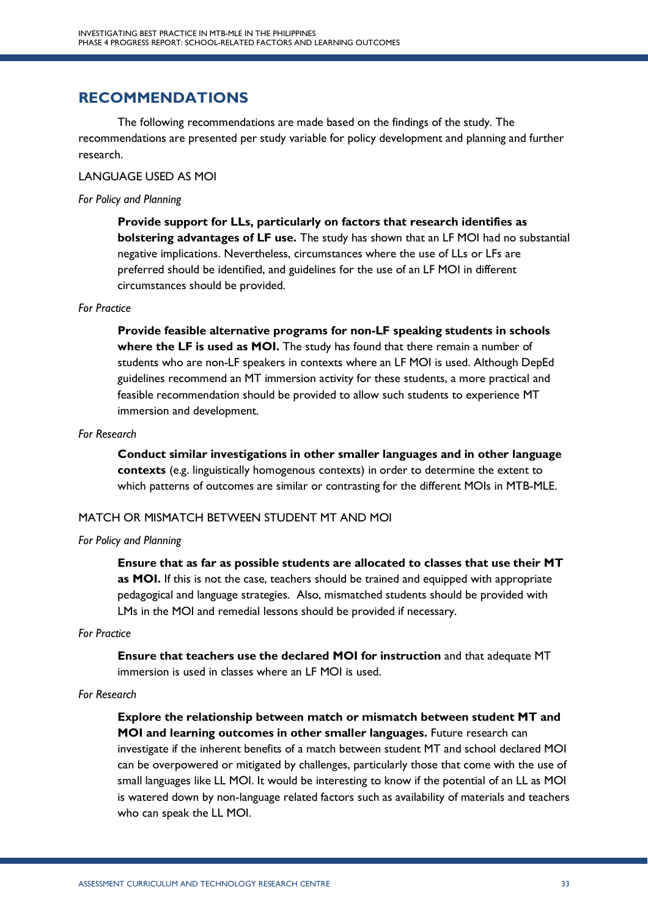## RECOMMENDATIONS

The following recommendations are made based on the findings of the study. The recommendations are presented per study variable for policy development and planning and further research.

### LANGUAGE USED AS MOI

*For Policy and Planning*

> **Provide support for LLs, particularly on factors that research identifies as bolstering advantages of LF use.** The study has shown that an LF MOI had no substantial negative implications. Nevertheless, circumstances where the use of LLs or LFs are preferred should be identified, and guidelines for the use of an LF MOI in different circumstances should be provided.

*For Practice*

> **Provide feasible alternative programs for non-LF speaking students in schools where the LF is used as MOI.** The study has found that there remain a number of students who are non-LF speakers in contexts where an LF MOI is used. Although DepEd guidelines recommend an MT immersion activity for these students, a more practical and feasible recommendation should be provided to allow such students to experience MT immersion and development.

*For Research*

> **Conduct similar investigations in other smaller languages and in other language contexts** (e.g. linguistically homogenous contexts) in order to determine the extent to which patterns of outcomes are similar or contrasting for the different MOIs in MTB-MLE.

### MATCH OR MISMATCH BETWEEN STUDENT MT AND MOI

*For Policy and Planning*

> **Ensure that as far as possible students are allocated to classes that use their MT as MOI.** If this is not the case, teachers should be trained and equipped with appropriate pedagogical and language strategies. Also, mismatched students should be provided with LMs in the MOI and remedial lessons should be provided if necessary.

*For Practice*

> **Ensure that teachers use the declared MOI for instruction** and that adequate MT immersion is used in classes where an LF MOI is used.

*For Research*

> **Explore the relationship between match or mismatch between student MT and MOI and learning outcomes in other smaller languages.** Future research can investigate if the inherent benefits of a match between student MT and school declared MOI can be overpowered or mitigated by challenges, particularly those that come with the use of small languages like LL MOI. It would be interesting to know if the potential of an LL as MOI is watered down by non-language related factors such as availability of materials and teachers who can speak the LL MOI.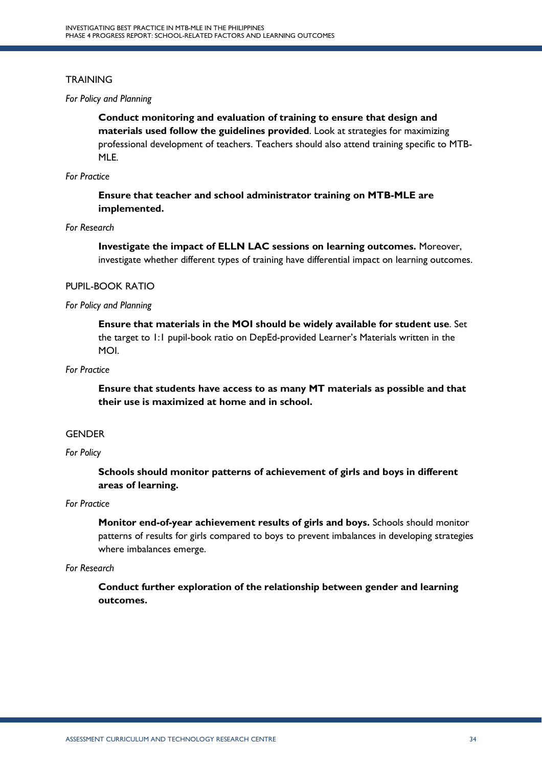## TRAINING

*For Policy and Planning*

**Conduct monitoring and evaluation of training to ensure that design and materials used follow the guidelines provided**. Look at strategies for maximizing professional development of teachers. Teachers should also attend training specific to MTB-MLE.

*For Practice*

**Ensure that teacher and school administrator training on MTB-MLE are implemented.**

*For Research*

**Investigate the impact of ELLN LAC sessions on learning outcomes.** Moreover, investigate whether different types of training have differential impact on learning outcomes.

## PUPIL-BOOK RATIO

*For Policy and Planning*

**Ensure that materials in the MOI should be widely available for student use**. Set the target to 1:1 pupil-book ratio on DepEd-provided Learner's Materials written in the MOI.

*For Practice*

**Ensure that students have access to as many MT materials as possible and that their use is maximized at home and in school.**

## GENDER

*For Policy*

**Schools should monitor patterns of achievement of girls and boys in different areas of learning.**

*For Practice*

**Monitor end-of-year achievement results of girls and boys.** Schools should monitor patterns of results for girls compared to boys to prevent imbalances in developing strategies where imbalances emerge.

*For Research*

**Conduct further exploration of the relationship between gender and learning outcomes.**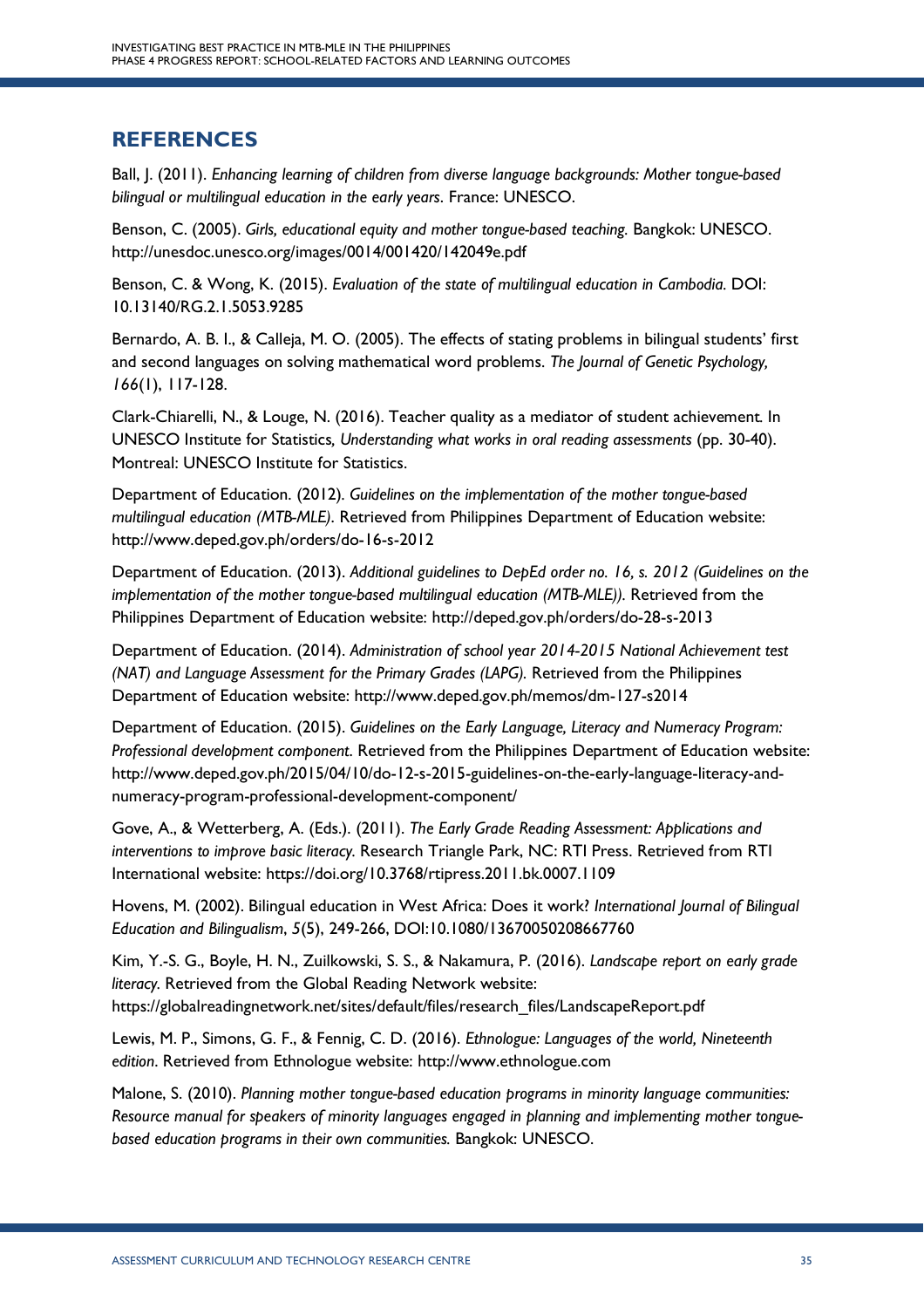## REFERENCES

Ball, J. (2011). *Enhancing learning of children from diverse language backgrounds: Mother tongue-based bilingual or multilingual education in the early years*. France: UNESCO.

Benson, C. (2005). *Girls, educational equity and mother tongue-based teaching.* Bangkok: UNESCO. http://unesdoc.unesco.org/images/0014/001420/142049e.pdf

Benson, C. & Wong, K. (2015). *Evaluation of the state of multilingual education in Cambodia*. DOI: 10.13140/RG.2.1.5053.9285

Bernardo, A. B. I., & Calleja, M. O. (2005). The effects of stating problems in bilingual students' first and second languages on solving mathematical word problems. *The Journal of Genetic Psychology, 166*(1), 117-128.

Clark-Chiarelli, N., & Louge, N. (2016). Teacher quality as a mediator of student achievement. In UNESCO Institute for Statistics, *Understanding what works in oral reading assessments* (pp. 30-40). Montreal: UNESCO Institute for Statistics.

Department of Education. (2012). *Guidelines on the implementation of the mother tongue-based multilingual education (MTB-MLE)*. Retrieved from Philippines Department of Education website: http://www.deped.gov.ph/orders/do-16-s-2012

Department of Education. (2013). *Additional guidelines to DepEd order no. 16, s. 2012 (Guidelines on the implementation of the mother tongue-based multilingual education (MTB-MLE)).* Retrieved from the Philippines Department of Education website: http://deped.gov.ph/orders/do-28-s-2013

Department of Education. (2014). *Administration of school year 2014-2015 National Achievement test (NAT) and Language Assessment for the Primary Grades (LAPG).* Retrieved from the Philippines Department of Education website: http://www.deped.gov.ph/memos/dm-127-s2014

Department of Education. (2015). *Guidelines on the Early Language, Literacy and Numeracy Program: Professional development component*. Retrieved from the Philippines Department of Education website: http://www.deped.gov.ph/2015/04/10/do-12-s-2015-guidelines-on-the-early-language-literacy-and-numeracy-program-professional-development-component/

Gove, A., & Wetterberg, A. (Eds.). (2011). *The Early Grade Reading Assessment: Applications and interventions to improve basic literacy.* Research Triangle Park, NC: RTI Press. Retrieved from RTI International website: https://doi.org/10.3768/rtipress.2011.bk.0007.1109

Hovens, M. (2002). Bilingual education in West Africa: Does it work? *International Journal of Bilingual Education and Bilingualism*, *5*(5), 249-266, DOI:10.1080/13670050208667760

Kim, Y.-S. G., Boyle, H. N., Zuilkowski, S. S., & Nakamura, P. (2016). *Landscape report on early grade literacy*. Retrieved from the Global Reading Network website: https://globalreadingnetwork.net/sites/default/files/research_files/LandscapeReport.pdf

Lewis, M. P., Simons, G. F., & Fennig, C. D. (2016). *Ethnologue: Languages of the world, Nineteenth edition*. Retrieved from Ethnologue website: http://www.ethnologue.com

Malone, S. (2010). *Planning mother tongue-based education programs in minority language communities: Resource manual for speakers of minority languages engaged in planning and implementing mother tongue-based education programs in their own communities.* Bangkok: UNESCO.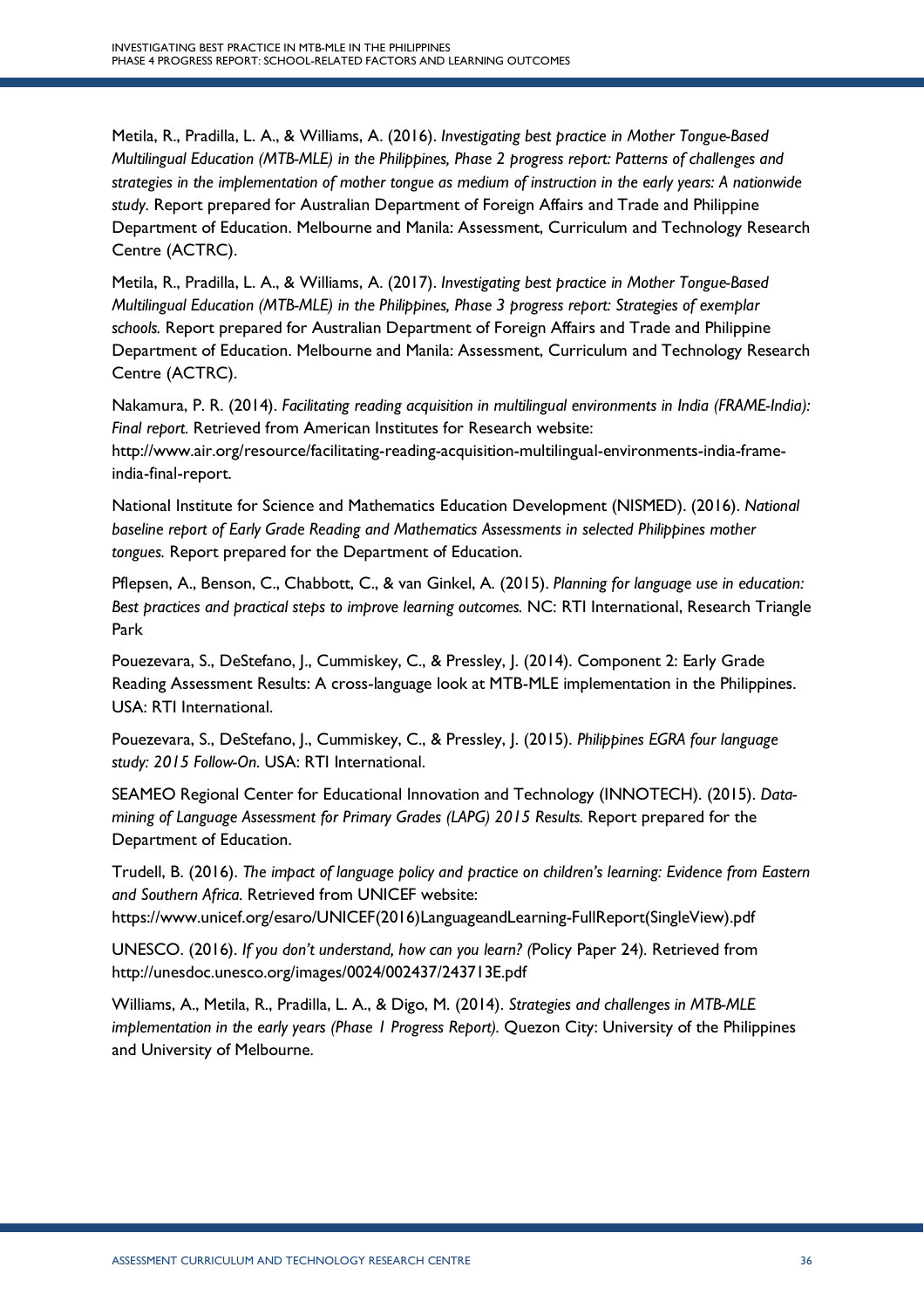Metila, R., Pradilla, L. A., & Williams, A. (2016). *Investigating best practice in Mother Tongue-Based Multilingual Education (MTB-MLE) in the Philippines, Phase 2 progress report: Patterns of challenges and strategies in the implementation of mother tongue as medium of instruction in the early years: A nationwide study.* Report prepared for Australian Department of Foreign Affairs and Trade and Philippine Department of Education. Melbourne and Manila: Assessment, Curriculum and Technology Research Centre (ACTRC).

Metila, R., Pradilla, L. A., & Williams, A. (2017). *Investigating best practice in Mother Tongue-Based Multilingual Education (MTB-MLE) in the Philippines, Phase 3 progress report: Strategies of exemplar schools.* Report prepared for Australian Department of Foreign Affairs and Trade and Philippine Department of Education. Melbourne and Manila: Assessment, Curriculum and Technology Research Centre (ACTRC).

Nakamura, P. R. (2014). *Facilitating reading acquisition in multilingual environments in India (FRAME-India): Final report.* Retrieved from American Institutes for Research website: http://www.air.org/resource/facilitating-reading-acquisition-multilingual-environments-india-frame-india-final-report.

National Institute for Science and Mathematics Education Development (NISMED). (2016). *National baseline report of Early Grade Reading and Mathematics Assessments in selected Philippines mother tongues.* Report prepared for the Department of Education.

Pflepsen, A., Benson, C., Chabbott, C., & van Ginkel, A. (2015). *Planning for language use in education: Best practices and practical steps to improve learning outcomes.* NC: RTI International, Research Triangle Park

Pouezevara, S., DeStefano, J., Cummiskey, C., & Pressley, J. (2014). Component 2: Early Grade Reading Assessment Results: A cross-language look at MTB-MLE implementation in the Philippines. USA: RTI International.

Pouezevara, S., DeStefano, J., Cummiskey, C., & Pressley, J. (2015). *Philippines EGRA four language study: 2015 Follow-On.* USA: RTI International.

SEAMEO Regional Center for Educational Innovation and Technology (INNOTECH). (2015). *Data-mining of Language Assessment for Primary Grades (LAPG) 2015 Results.* Report prepared for the Department of Education.

Trudell, B. (2016). *The impact of language policy and practice on children's learning: Evidence from Eastern and Southern Africa.* Retrieved from UNICEF website: https://www.unicef.org/esaro/UNICEF(2016)LanguageandLearning-FullReport(SingleView).pdf

UNESCO. (2016). *If you don't understand, how can you learn? (*Policy Paper 24). Retrieved from http://unesdoc.unesco.org/images/0024/002437/243713E.pdf

Williams, A., Metila, R., Pradilla, L. A., & Digo, M. (2014). *Strategies and challenges in MTB-MLE implementation in the early years (Phase 1 Progress Report).* Quezon City: University of the Philippines and University of Melbourne.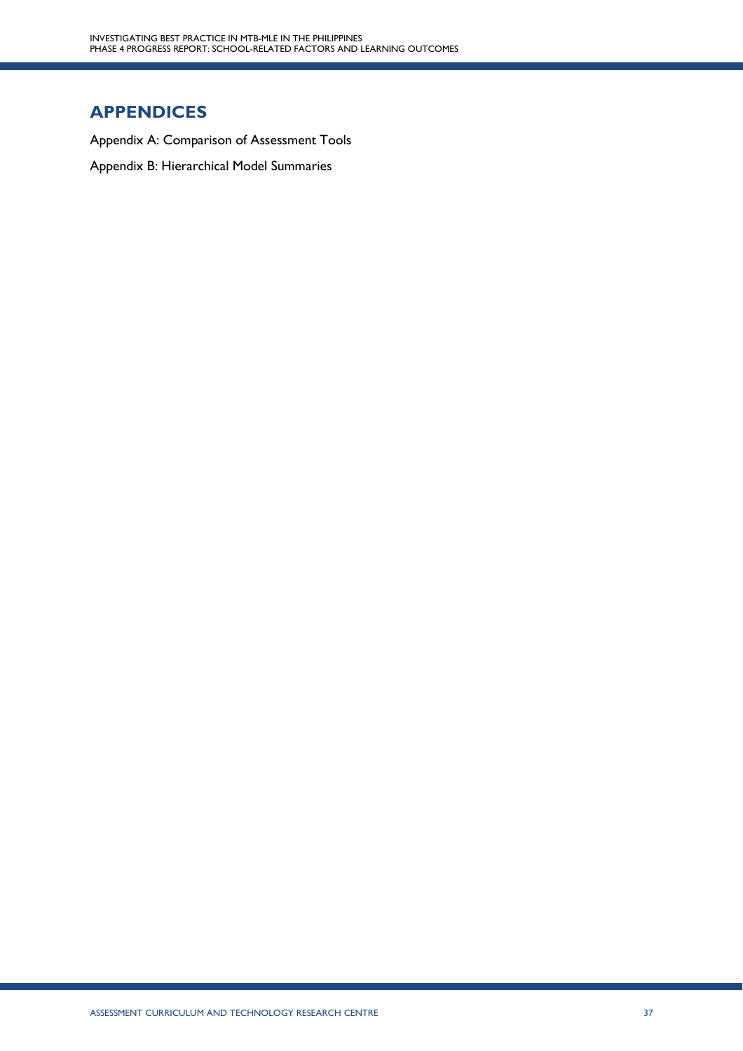# APPENDICES

Appendix A: Comparison of Assessment Tools

Appendix B: Hierarchical Model Summaries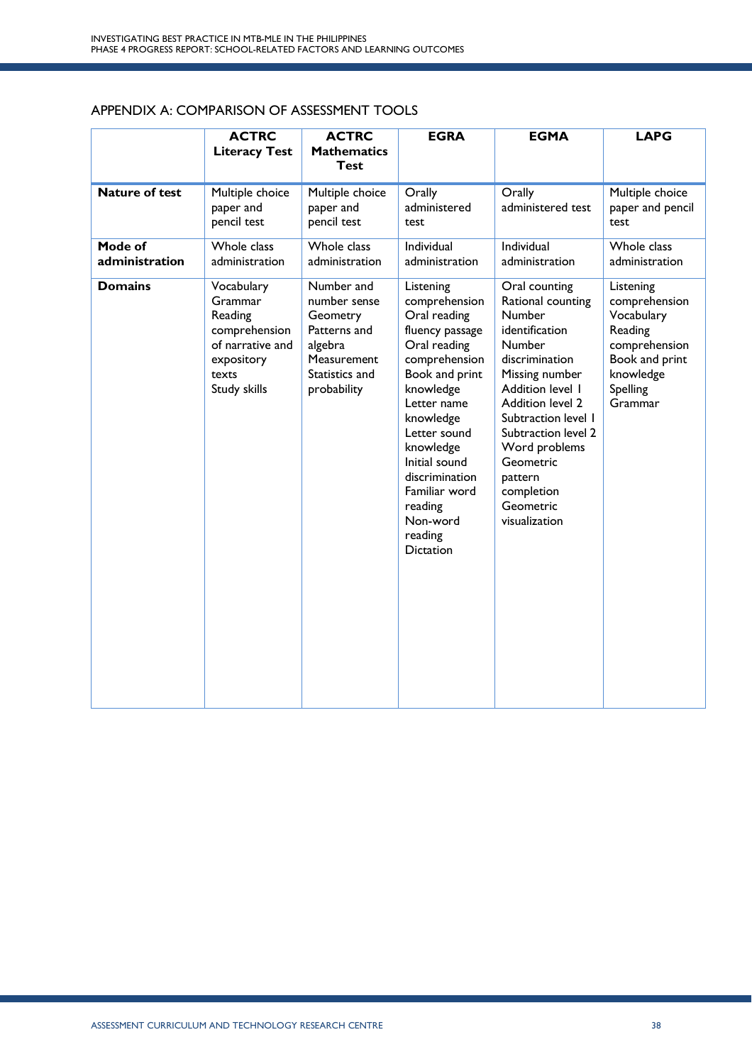## APPENDIX A: COMPARISON OF ASSESSMENT TOOLS

| | ACTRC Literacy Test | ACTRC Mathematics Test | EGRA | EGMA | LAPG |
|---|---|---|---|---|---|
| **Nature of test** | Multiple choice paper and pencil test | Multiple choice paper and pencil test | Orally administered test | Orally administered test | Multiple choice paper and pencil test |
| **Mode of administration** | Whole class administration | Whole class administration | Individual administration | Individual administration | Whole class administration |
| **Domains** | Vocabulary<br>Grammar<br>Reading comprehension of narrative and expository texts<br>Study skills | Number and number sense<br>Geometry<br>Patterns and algebra<br>Measurement<br>Statistics and probability | Listening comprehension<br>Oral reading fluency passage<br>Oral reading comprehension<br>Book and print knowledge<br>Letter name knowledge<br>Letter sound knowledge<br>Initial sound discrimination<br>Familiar word reading<br>Non-word reading<br>Dictation | Oral counting<br>Rational counting<br>Number identification<br>Number discrimination<br>Missing number<br>Addition level 1<br>Addition level 2<br>Subtraction level 1<br>Subtraction level 2<br>Word problems<br>Geometric pattern completion<br>Geometric visualization | Listening comprehension<br>Vocabulary<br>Reading comprehension<br>Book and print knowledge<br>Spelling<br>Grammar |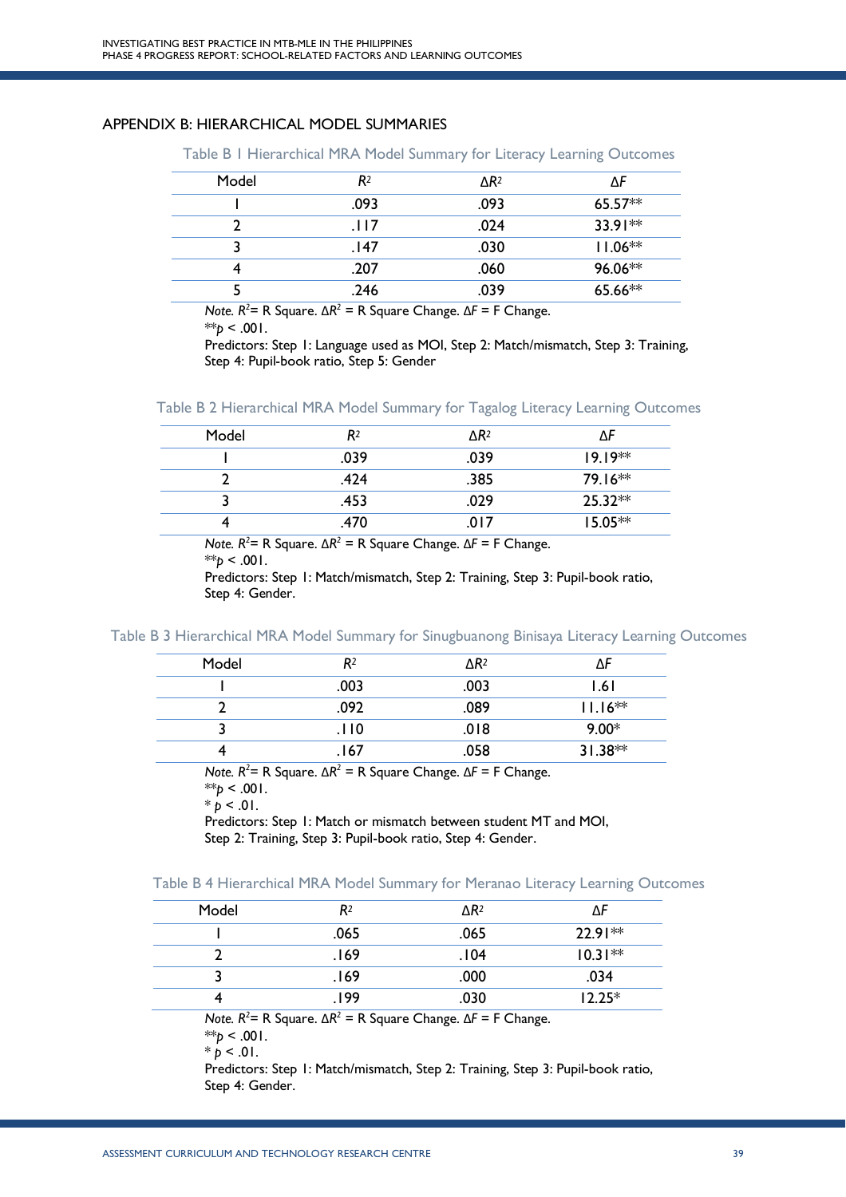## APPENDIX B: HIERARCHICAL MODEL SUMMARIES

Table B 1 Hierarchical MRA Model Summary for Literacy Learning Outcomes

| Model | $R^2$ | $\Delta R^2$ | $\Delta F$ |
|---|---|---|---|
| 1 | .093 | .093 | 65.57** |
| 2 | .117 | .024 | 33.91** |
| 3 | .147 | .030 | 11.06** |
| 4 | .207 | .060 | 96.06** |
| 5 | .246 | .039 | 65.66** |

*Note.* $R^2$= R Square. $\Delta R^2$ = R Square Change. $\Delta F$ = F Change.
**$p < .001$.
Predictors: Step 1: Language used as MOI, Step 2: Match/mismatch, Step 3: Training, Step 4: Pupil-book ratio, Step 5: Gender

Table B 2 Hierarchical MRA Model Summary for Tagalog Literacy Learning Outcomes

| Model | $R^2$ | $\Delta R^2$ | $\Delta F$ |
|---|---|---|---|
| 1 | .039 | .039 | 19.19** |
| 2 | .424 | .385 | 79.16** |
| 3 | .453 | .029 | 25.32** |
| 4 | .470 | .017 | 15.05** |

*Note.* $R^2$= R Square. $\Delta R^2$ = R Square Change. $\Delta F$ = F Change.
**$p < .001$.
Predictors: Step 1: Match/mismatch, Step 2: Training, Step 3: Pupil-book ratio, Step 4: Gender.

Table B 3 Hierarchical MRA Model Summary for Sinugbuanong Binisaya Literacy Learning Outcomes

| Model | $R^2$ | $\Delta R^2$ | $\Delta F$ |
|---|---|---|---|
| 1 | .003 | .003 | 1.61 |
| 2 | .092 | .089 | 11.16** |
| 3 | .110 | .018 | 9.00* |
| 4 | .167 | .058 | 31.38** |

*Note.* $R^2$= R Square. $\Delta R^2$ = R Square Change. $\Delta F$ = F Change.
**$p < .001$.
* $p < .01$.
Predictors: Step 1: Match or mismatch between student MT and MOI, Step 2: Training, Step 3: Pupil-book ratio, Step 4: Gender.

Table B 4 Hierarchical MRA Model Summary for Meranao Literacy Learning Outcomes

| Model | $R^2$ | $\Delta R^2$ | $\Delta F$ |
|---|---|---|---|
| 1 | .065 | .065 | 22.91** |
| 2 | .169 | .104 | 10.31** |
| 3 | .169 | .000 | .034 |
| 4 | .199 | .030 | 12.25* |

*Note.* $R^2$= R Square. $\Delta R^2$ = R Square Change. $\Delta F$ = F Change.
**$p < .001$.
* $p < .01$.
Predictors: Step 1: Match/mismatch, Step 2: Training, Step 3: Pupil-book ratio, Step 4: Gender.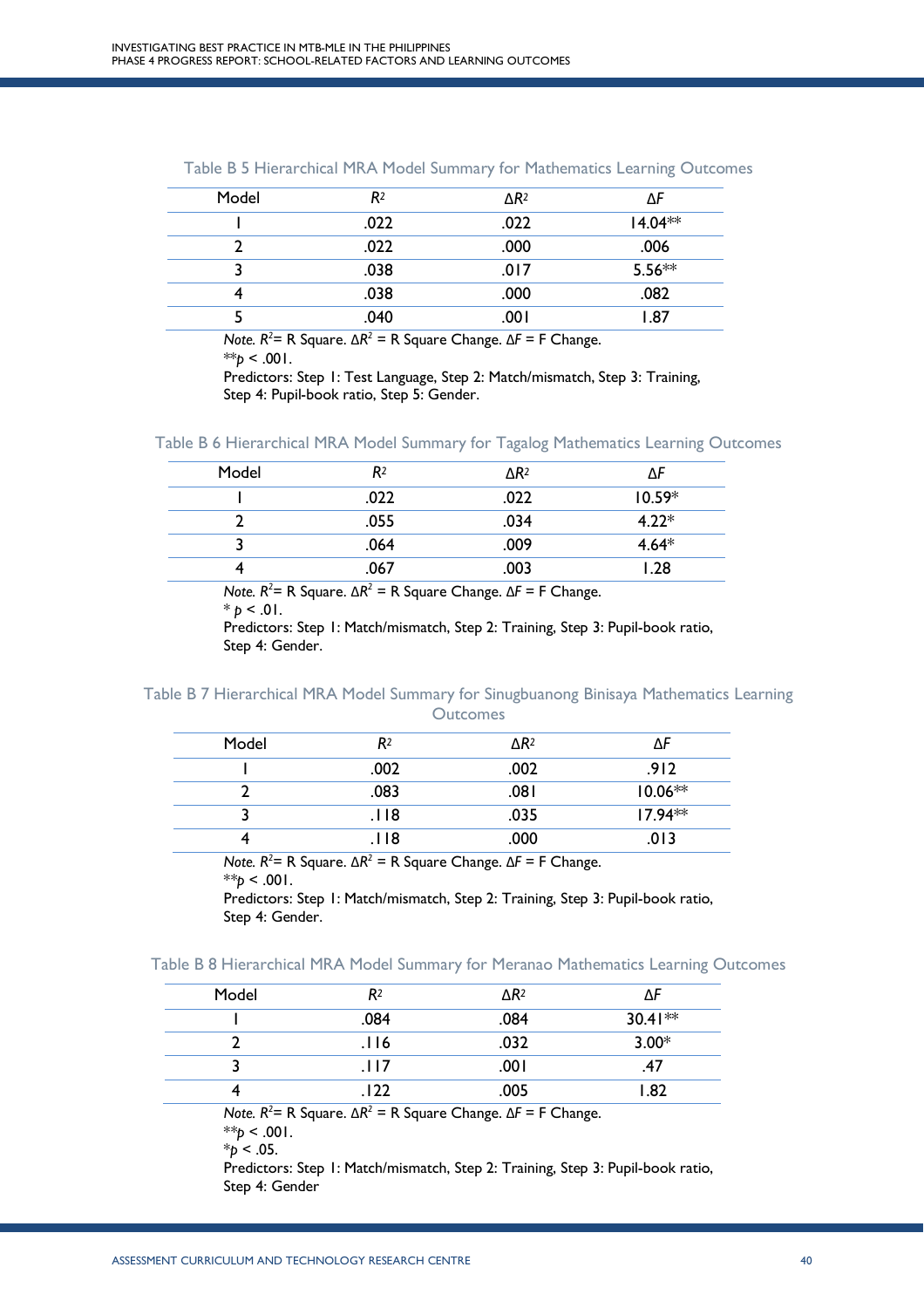Table B 5 Hierarchical MRA Model Summary for Mathematics Learning Outcomes

| Model | $R^2$ | $\Delta R^2$ | $\Delta F$ |
|---|---|---|---|
| 1 | .022 | .022 | 14.04** |
| 2 | .022 | .000 | .006 |
| 3 | .038 | .017 | 5.56** |
| 4 | .038 | .000 | .082 |
| 5 | .040 | .001 | 1.87 |

*Note.* $R^2$= R Square. $\Delta R^2$ = R Square Change. $\Delta F$ = F Change.
**$p < .001$.
Predictors: Step 1: Test Language, Step 2: Match/mismatch, Step 3: Training, Step 4: Pupil-book ratio, Step 5: Gender.

Table B 6 Hierarchical MRA Model Summary for Tagalog Mathematics Learning Outcomes

| Model | $R^2$ | $\Delta R^2$ | $\Delta F$ |
|---|---|---|---|
| 1 | .022 | .022 | 10.59* |
| 2 | .055 | .034 | 4.22* |
| 3 | .064 | .009 | 4.64* |
| 4 | .067 | .003 | 1.28 |

*Note.* $R^2$= R Square. $\Delta R^2$ = R Square Change. $\Delta F$ = F Change.
* $p < .01$.
Predictors: Step 1: Match/mismatch, Step 2: Training, Step 3: Pupil-book ratio, Step 4: Gender.

Table B 7 Hierarchical MRA Model Summary for Sinugbuanong Binisaya Mathematics Learning Outcomes

| Model | $R^2$ | $\Delta R^2$ | $\Delta F$ |
|---|---|---|---|
| 1 | .002 | .002 | .912 |
| 2 | .083 | .081 | 10.06** |
| 3 | .118 | .035 | 17.94** |
| 4 | .118 | .000 | .013 |

*Note.* $R^2$= R Square. $\Delta R^2$ = R Square Change. $\Delta F$ = F Change.
**$p < .001$.
Predictors: Step 1: Match/mismatch, Step 2: Training, Step 3: Pupil-book ratio, Step 4: Gender.

Table B 8 Hierarchical MRA Model Summary for Meranao Mathematics Learning Outcomes

| Model | $R^2$ | $\Delta R^2$ | $\Delta F$ |
|---|---|---|---|
| 1 | .084 | .084 | 30.41** |
| 2 | .116 | .032 | 3.00* |
| 3 | .117 | .001 | .47 |
| 4 | .122 | .005 | 1.82 |

*Note.* $R^2$= R Square. $\Delta R^2$ = R Square Change. $\Delta F$ = F Change.
**$p < .001$.
*$p < .05$.
Predictors: Step 1: Match/mismatch, Step 2: Training, Step 3: Pupil-book ratio, Step 4: Gender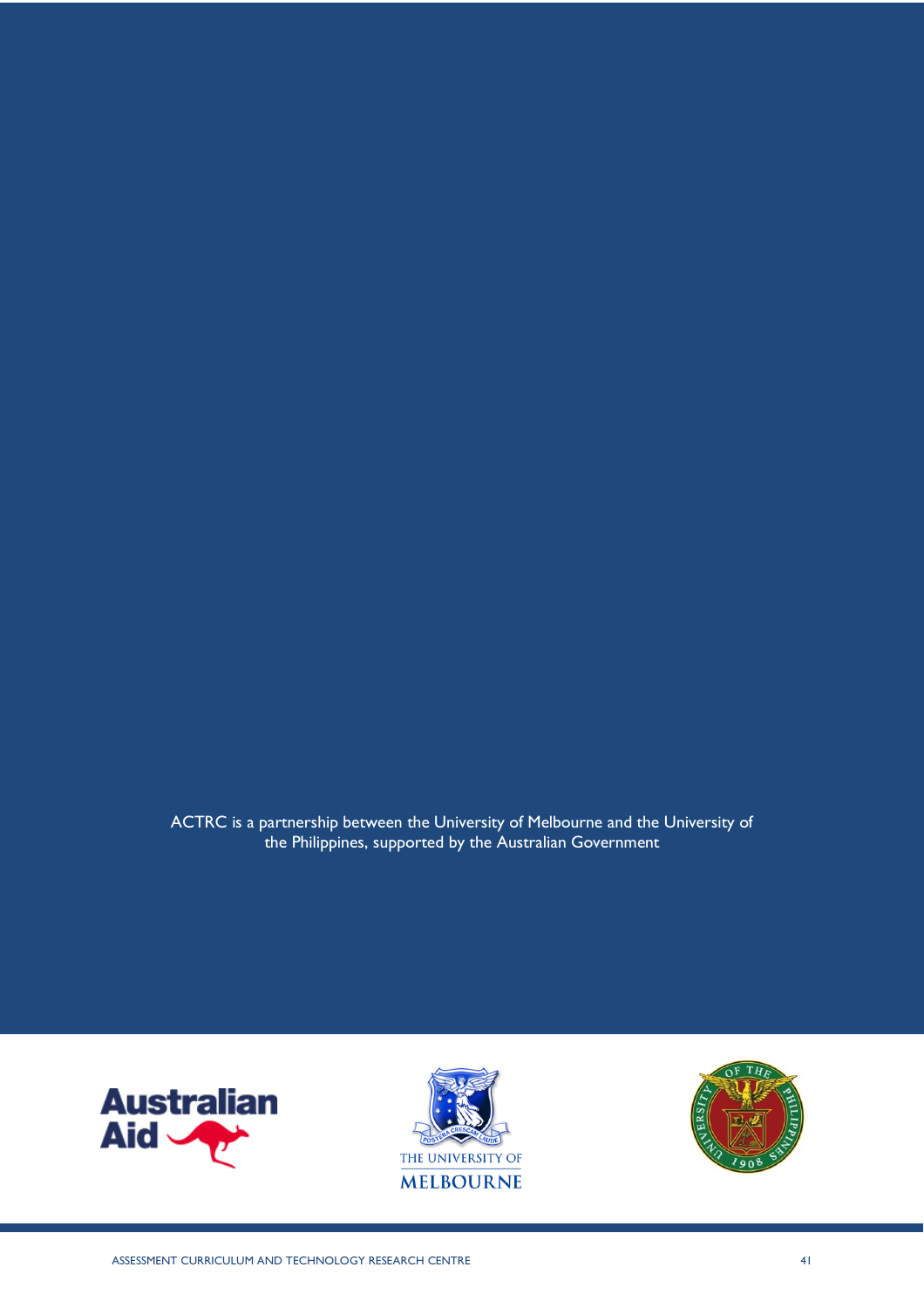ACTRC is a partnership between the University of Melbourne and the University of the Philippines, supported by the Australian Government